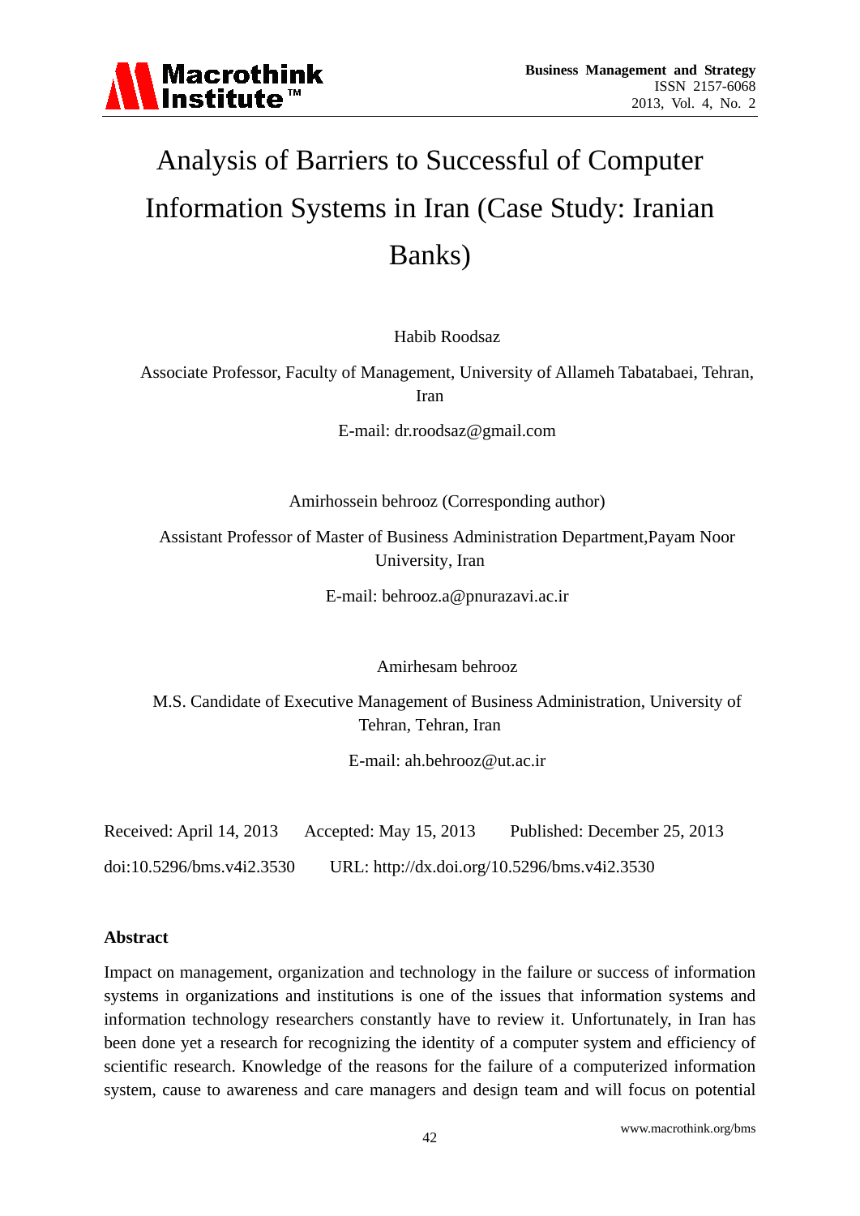# Analysis of Barriers to Successful of Computer Information Systems in Iran (Case Study: Iranian Banks)

Habib Roodsaz

Associate Professor, Faculty of Management, University of Allameh Tabatabaei, Tehran, Iran

E-mail: dr.roodsaz@gmail.com

Amirhossein behrooz (Corresponding author)

Assistant Professor of Master of Business Administration Department,Payam Noor University, Iran

E-mail: behrooz.a@pnurazavi.ac.ir

Amirhesam behrooz

M.S. Candidate of Executive Management of Business Administration, University of Tehran, Tehran, Iran

E-mail: ah.behrooz@ut.ac.ir

Received: April 14, 2013 Accepted: May 15, 2013 Published: December 25, 2013

doi:10.5296/bms.v4i2.3530 URL: http://dx.doi.org/10.5296/bms.v4i2.3530

**Abstract**

Impact on management, organization and technology in the failure or success of information systems in organizations and institutions is one of the issues that information systems and information technology researchers constantly have to review it. Unfortunately, in Iran has been done yet a research for recognizing the identity of a computer system and efficiency of scientific research. Knowledge of the reasons for the failure of a computerized information system, cause to awareness and care managers and design team and will focus on potential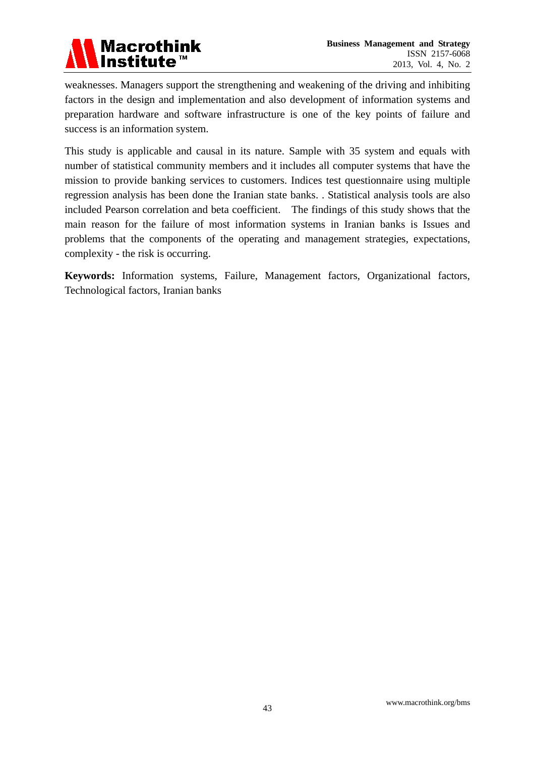weaknesses. Managers support the strengthening and weakening of the driving and inhibiting factors in the design and implementation and also development of information systems and preparation hardware and software infrastructure is one of the key points of failure and success is an information system.

This study is applicable and causal in its nature. Sample with 35 system and equals with number of statistical community members and it includes all computer systems that have the mission to provide banking services to customers. Indices test questionnaire using multiple regression analysis has been done the Iranian state banks. . Statistical analysis tools are also included Pearson correlation and beta coefficient. The findings of this study shows that the main reason for the failure of most information systems in Iranian banks is Issues and problems that the components of the operating and management strategies, expectations, complexity - the risk is occurring.

**Keywords:** Information systems, Failure, Management factors, Organizational factors, Technological factors, Iranian banks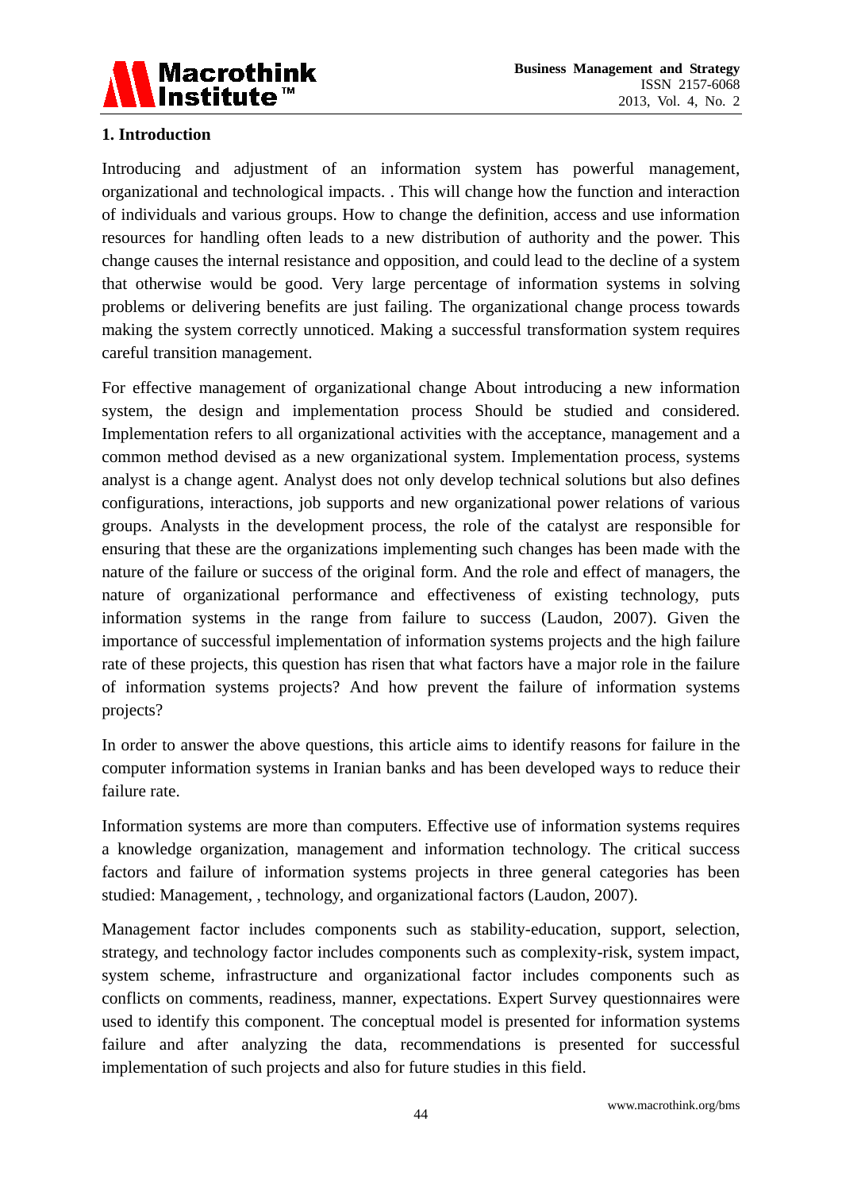## 1. Introduction

Introducing and adjustment of an information system has powerful management, organizational and technological impacts. . This will change how the function and interaction of individuals and various groups. How to change the definition, access and use information resources for handling often leads to a new distribution of authority and the power. This change causes the internal resistance and opposition, and could lead to the decline of a system that otherwise would be good. Very large percentage of information systems in solving problems or delivering benefits are just failing. The organizational change process towards making the system correctly unnoticed. Making a successful transformation system requires careful transition management.

For effective management of organizational change About introducing a new information system, the design and implementation process Should be studied and considered. Implementation refers to all organizational activities with the acceptance, management and a common method devised as a new organizational system. Implementation process, systems analyst is a change agent. Analyst does not only develop technical solutions but also defines configurations, interactions, job supports and new organizational power relations of various groups. Analysts in the development process, the role of the catalyst are responsible for ensuring that these are the organizations implementing such changes has been made with the nature of the failure or success of the original form. And the role and effect of managers, the nature of organizational performance and effectiveness of existing technology, puts information systems in the range from failure to success (Laudon, 2007). Given the importance of successful implementation of information systems projects and the high failure rate of these projects, this question has risen that what factors have a major role in the failure of information systems projects? And how prevent the failure of information systems projects?

In order to answer the above questions, this article aims to identify reasons for failure in the computer information systems in Iranian banks and has been developed ways to reduce their failure rate.

Information systems are more than computers. Effective use of information systems requires a knowledge organization, management and information technology. The critical success factors and failure of information systems projects in three general categories has been studied: Management, , technology, and organizational factors (Laudon, 2007).

Management factor includes components such as stability-education, support, selection, strategy, and technology factor includes components such as complexity-risk, system impact, system scheme, infrastructure and organizational factor includes components such as conflicts on comments, readiness, manner, expectations. Expert Survey questionnaires were used to identify this component. The conceptual model is presented for information systems failure and after analyzing the data, recommendations is presented for successful implementation of such projects and also for future studies in this field.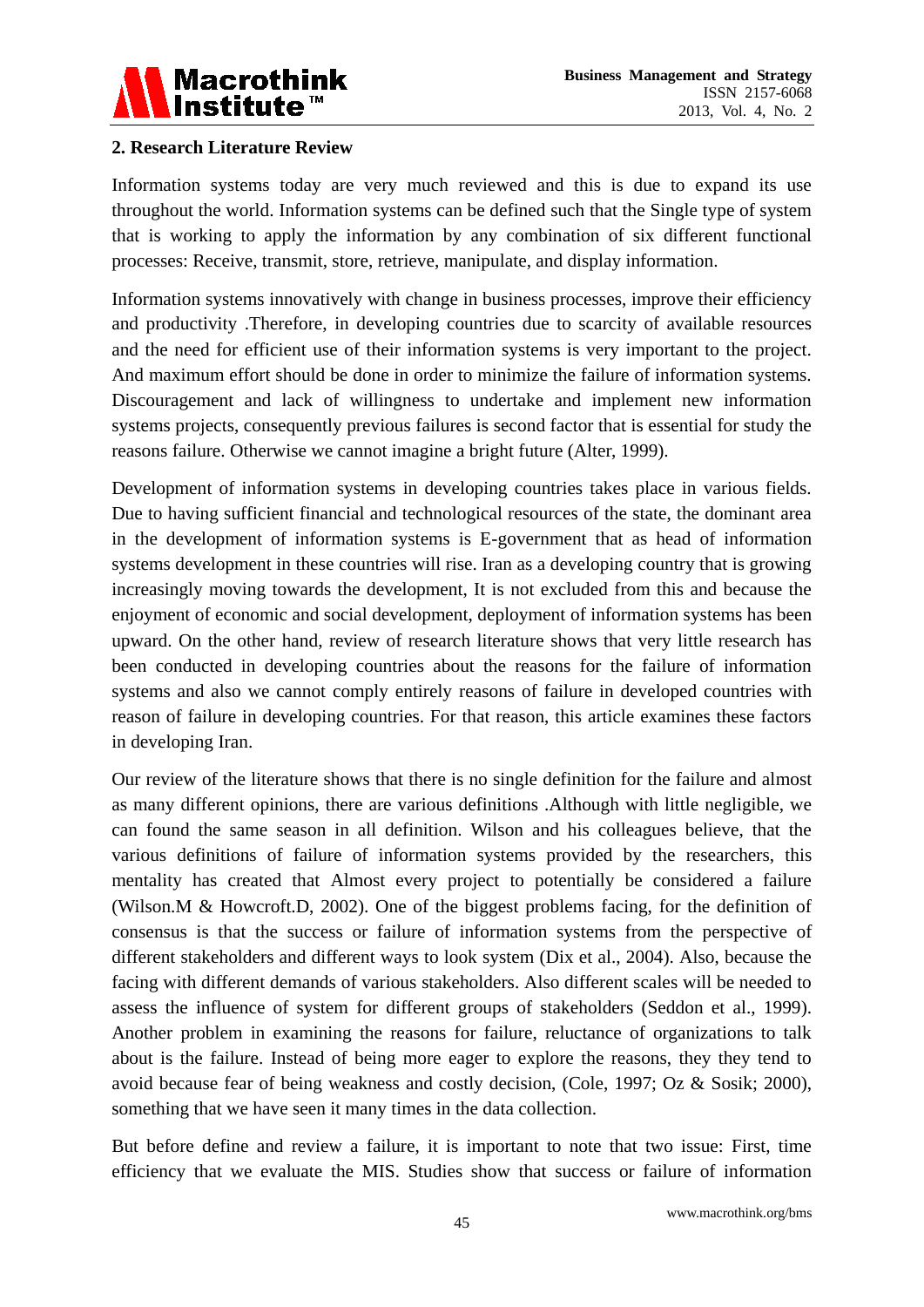## 2. Research Literature Review

Information systems today are very much reviewed and this is due to expand its use throughout the world. Information systems can be defined such that the Single type of system that is working to apply the information by any combination of six different functional processes: Receive, transmit, store, retrieve, manipulate, and display information.

Information systems innovatively with change in business processes, improve their efficiency and productivity .Therefore, in developing countries due to scarcity of available resources and the need for efficient use of their information systems is very important to the project. And maximum effort should be done in order to minimize the failure of information systems. Discouragement and lack of willingness to undertake and implement new information systems projects, consequently previous failures is second factor that is essential for study the reasons failure. Otherwise we cannot imagine a bright future (Alter, 1999).

Development of information systems in developing countries takes place in various fields. Due to having sufficient financial and technological resources of the state, the dominant area in the development of information systems is E-government that as head of information systems development in these countries will rise. Iran as a developing country that is growing increasingly moving towards the development, It is not excluded from this and because the enjoyment of economic and social development, deployment of information systems has been upward. On the other hand, review of research literature shows that very little research has been conducted in developing countries about the reasons for the failure of information systems and also we cannot comply entirely reasons of failure in developed countries with reason of failure in developing countries. For that reason, this article examines these factors in developing Iran.

Our review of the literature shows that there is no single definition for the failure and almost as many different opinions, there are various definitions .Although with little negligible, we can found the same season in all definition. Wilson and his colleagues believe, that the various definitions of failure of information systems provided by the researchers, this mentality has created that Almost every project to potentially be considered a failure (Wilson.M & Howcroft.D, 2002). One of the biggest problems facing, for the definition of consensus is that the success or failure of information systems from the perspective of different stakeholders and different ways to look system (Dix et al., 2004). Also, because the facing with different demands of various stakeholders. Also different scales will be needed to assess the influence of system for different groups of stakeholders (Seddon et al., 1999). Another problem in examining the reasons for failure, reluctance of organizations to talk about is the failure. Instead of being more eager to explore the reasons, they they tend to avoid because fear of being weakness and costly decision, (Cole, 1997; Oz & Sosik; 2000), something that we have seen it many times in the data collection.

But before define and review a failure, it is important to note that two issue: First, time efficiency that we evaluate the MIS. Studies show that success or failure of information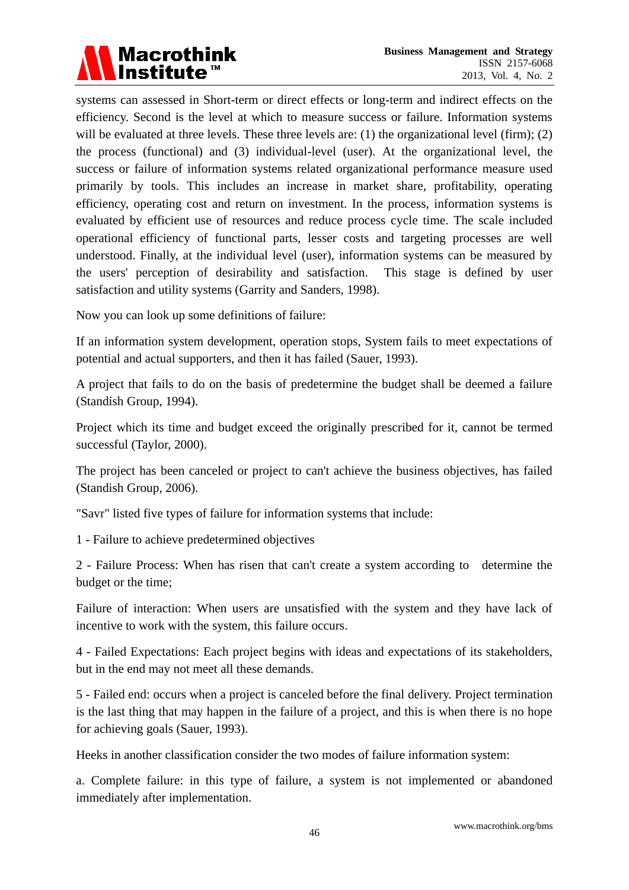systems can assessed in Short-term or direct effects or long-term and indirect effects on the efficiency. Second is the level at which to measure success or failure. Information systems will be evaluated at three levels. These three levels are: (1) the organizational level (firm); (2) the process (functional) and (3) individual-level (user). At the organizational level, the success or failure of information systems related organizational performance measure used primarily by tools. This includes an increase in market share, profitability, operating efficiency, operating cost and return on investment. In the process, information systems is evaluated by efficient use of resources and reduce process cycle time. The scale included operational efficiency of functional parts, lesser costs and targeting processes are well understood. Finally, at the individual level (user), information systems can be measured by the users' perception of desirability and satisfaction. This stage is defined by user satisfaction and utility systems (Garrity and Sanders, 1998).

Now you can look up some definitions of failure:

If an information system development, operation stops, System fails to meet expectations of potential and actual supporters, and then it has failed (Sauer, 1993).

A project that fails to do on the basis of predetermine the budget shall be deemed a failure (Standish Group, 1994).

Project which its time and budget exceed the originally prescribed for it, cannot be termed successful (Taylor, 2000).

The project has been canceled or project to can't achieve the business objectives, has failed (Standish Group, 2006).

"Savr" listed five types of failure for information systems that include:

1 - Failure to achieve predetermined objectives

2 - Failure Process: When has risen that can't create a system according to determine the budget or the time;

Failure of interaction: When users are unsatisfied with the system and they have lack of incentive to work with the system, this failure occurs.

4 - Failed Expectations: Each project begins with ideas and expectations of its stakeholders, but in the end may not meet all these demands.

5 - Failed end: occurs when a project is canceled before the final delivery. Project termination is the last thing that may happen in the failure of a project, and this is when there is no hope for achieving goals (Sauer, 1993).

Heeks in another classification consider the two modes of failure information system:

a. Complete failure: in this type of failure, a system is not implemented or abandoned immediately after implementation.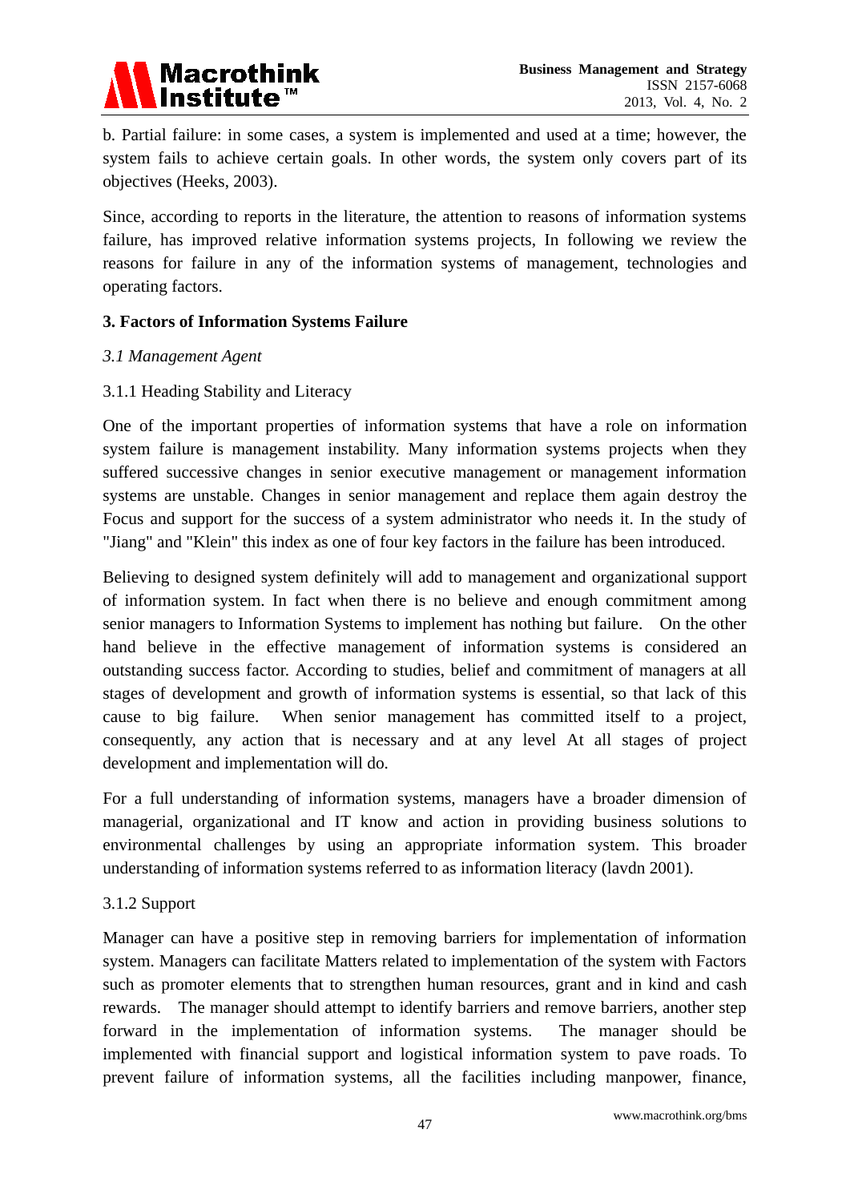b. Partial failure: in some cases, a system is implemented and used at a time; however, the system fails to achieve certain goals. In other words, the system only covers part of its objectives (Heeks, 2003).

Since, according to reports in the literature, the attention to reasons of information systems failure, has improved relative information systems projects, In following we review the reasons for failure in any of the information systems of management, technologies and operating factors.

## 3. Factors of Information Systems Failure

### *3.1 Management Agent*

#### 3.1.1 Heading Stability and Literacy

One of the important properties of information systems that have a role on information system failure is management instability. Many information systems projects when they suffered successive changes in senior executive management or management information systems are unstable. Changes in senior management and replace them again destroy the Focus and support for the success of a system administrator who needs it. In the study of "Jiang" and "Klein" this index as one of four key factors in the failure has been introduced.

Believing to designed system definitely will add to management and organizational support of information system. In fact when there is no believe and enough commitment among senior managers to Information Systems to implement has nothing but failure. On the other hand believe in the effective management of information systems is considered an outstanding success factor. According to studies, belief and commitment of managers at all stages of development and growth of information systems is essential, so that lack of this cause to big failure. When senior management has committed itself to a project, consequently, any action that is necessary and at any level At all stages of project development and implementation will do.

For a full understanding of information systems, managers have a broader dimension of managerial, organizational and IT know and action in providing business solutions to environmental challenges by using an appropriate information system. This broader understanding of information systems referred to as information literacy (lavdn 2001).

#### 3.1.2 Support

Manager can have a positive step in removing barriers for implementation of information system. Managers can facilitate Matters related to implementation of the system with Factors such as promoter elements that to strengthen human resources, grant and in kind and cash rewards. The manager should attempt to identify barriers and remove barriers, another step forward in the implementation of information systems. The manager should be implemented with financial support and logistical information system to pave roads. To prevent failure of information systems, all the facilities including manpower, finance,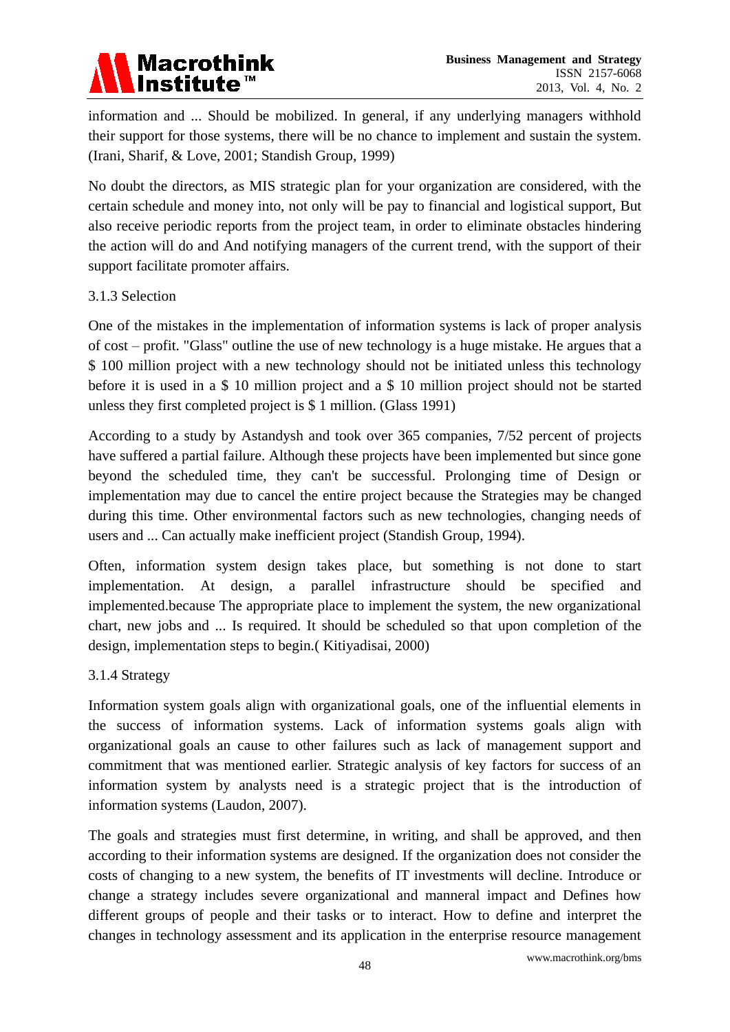information and ... Should be mobilized. In general, if any underlying managers withhold their support for those systems, there will be no chance to implement and sustain the system. (Irani, Sharif, & Love, 2001; Standish Group, 1999)

No doubt the directors, as MIS strategic plan for your organization are considered, with the certain schedule and money into, not only will be pay to financial and logistical support, But also receive periodic reports from the project team, in order to eliminate obstacles hindering the action will do and And notifying managers of the current trend, with the support of their support facilitate promoter affairs.

### 3.1.3 Selection

One of the mistakes in the implementation of information systems is lack of proper analysis of cost – profit. "Glass" outline the use of new technology is a huge mistake. He argues that a $ 100 million project with a new technology should not be initiated unless this technology before it is used in a $ 10 million project and a $ 10 million project should not be started unless they first completed project is $ 1 million. (Glass 1991)

According to a study by Astandysh and took over 365 companies, 7/52 percent of projects have suffered a partial failure. Although these projects have been implemented but since gone beyond the scheduled time, they can't be successful. Prolonging time of Design or implementation may due to cancel the entire project because the Strategies may be changed during this time. Other environmental factors such as new technologies, changing needs of users and ... Can actually make inefficient project (Standish Group, 1994).

Often, information system design takes place, but something is not done to start implementation. At design, a parallel infrastructure should be specified and implemented.because The appropriate place to implement the system, the new organizational chart, new jobs and ... Is required. It should be scheduled so that upon completion of the design, implementation steps to begin.( Kitiyadisai, 2000)

### 3.1.4 Strategy

Information system goals align with organizational goals, one of the influential elements in the success of information systems. Lack of information systems goals align with organizational goals an cause to other failures such as lack of management support and commitment that was mentioned earlier. Strategic analysis of key factors for success of an information system by analysts need is a strategic project that is the introduction of information systems (Laudon, 2007).

The goals and strategies must first determine, in writing, and shall be approved, and then according to their information systems are designed. If the organization does not consider the costs of changing to a new system, the benefits of IT investments will decline. Introduce or change a strategy includes severe organizational and manneral impact and Defines how different groups of people and their tasks or to interact. How to define and interpret the changes in technology assessment and its application in the enterprise resource management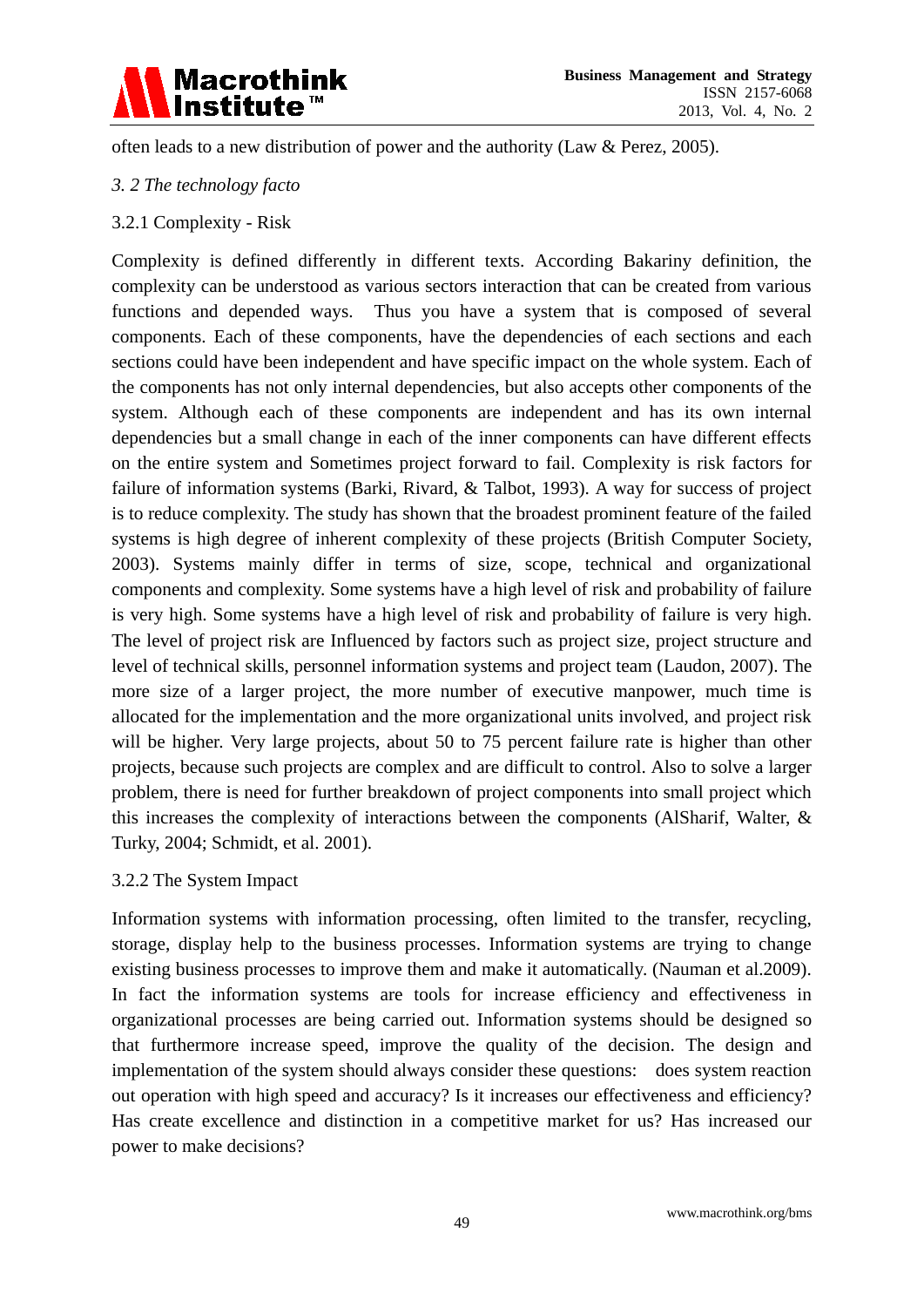often leads to a new distribution of power and the authority (Law & Perez, 2005).

### *3. 2 The technology facto*

#### 3.2.1 Complexity - Risk

Complexity is defined differently in different texts. According Bakariny definition, the complexity can be understood as various sectors interaction that can be created from various functions and depended ways. Thus you have a system that is composed of several components. Each of these components, have the dependencies of each sections and each sections could have been independent and have specific impact on the whole system. Each of the components has not only internal dependencies, but also accepts other components of the system. Although each of these components are independent and has its own internal dependencies but a small change in each of the inner components can have different effects on the entire system and Sometimes project forward to fail. Complexity is risk factors for failure of information systems (Barki, Rivard, & Talbot, 1993). A way for success of project is to reduce complexity. The study has shown that the broadest prominent feature of the failed systems is high degree of inherent complexity of these projects (British Computer Society, 2003). Systems mainly differ in terms of size, scope, technical and organizational components and complexity. Some systems have a high level of risk and probability of failure is very high. Some systems have a high level of risk and probability of failure is very high. The level of project risk are Influenced by factors such as project size, project structure and level of technical skills, personnel information systems and project team (Laudon, 2007). The more size of a larger project, the more number of executive manpower, much time is allocated for the implementation and the more organizational units involved, and project risk will be higher. Very large projects, about 50 to 75 percent failure rate is higher than other projects, because such projects are complex and are difficult to control. Also to solve a larger problem, there is need for further breakdown of project components into small project which this increases the complexity of interactions between the components (AlSharif, Walter, & Turky, 2004; Schmidt, et al. 2001).

#### 3.2.2 The System Impact

Information systems with information processing, often limited to the transfer, recycling, storage, display help to the business processes. Information systems are trying to change existing business processes to improve them and make it automatically. (Nauman et al.2009). In fact the information systems are tools for increase efficiency and effectiveness in organizational processes are being carried out. Information systems should be designed so that furthermore increase speed, improve the quality of the decision. The design and implementation of the system should always consider these questions: does system reaction out operation with high speed and accuracy? Is it increases our effectiveness and efficiency? Has create excellence and distinction in a competitive market for us? Has increased our power to make decisions?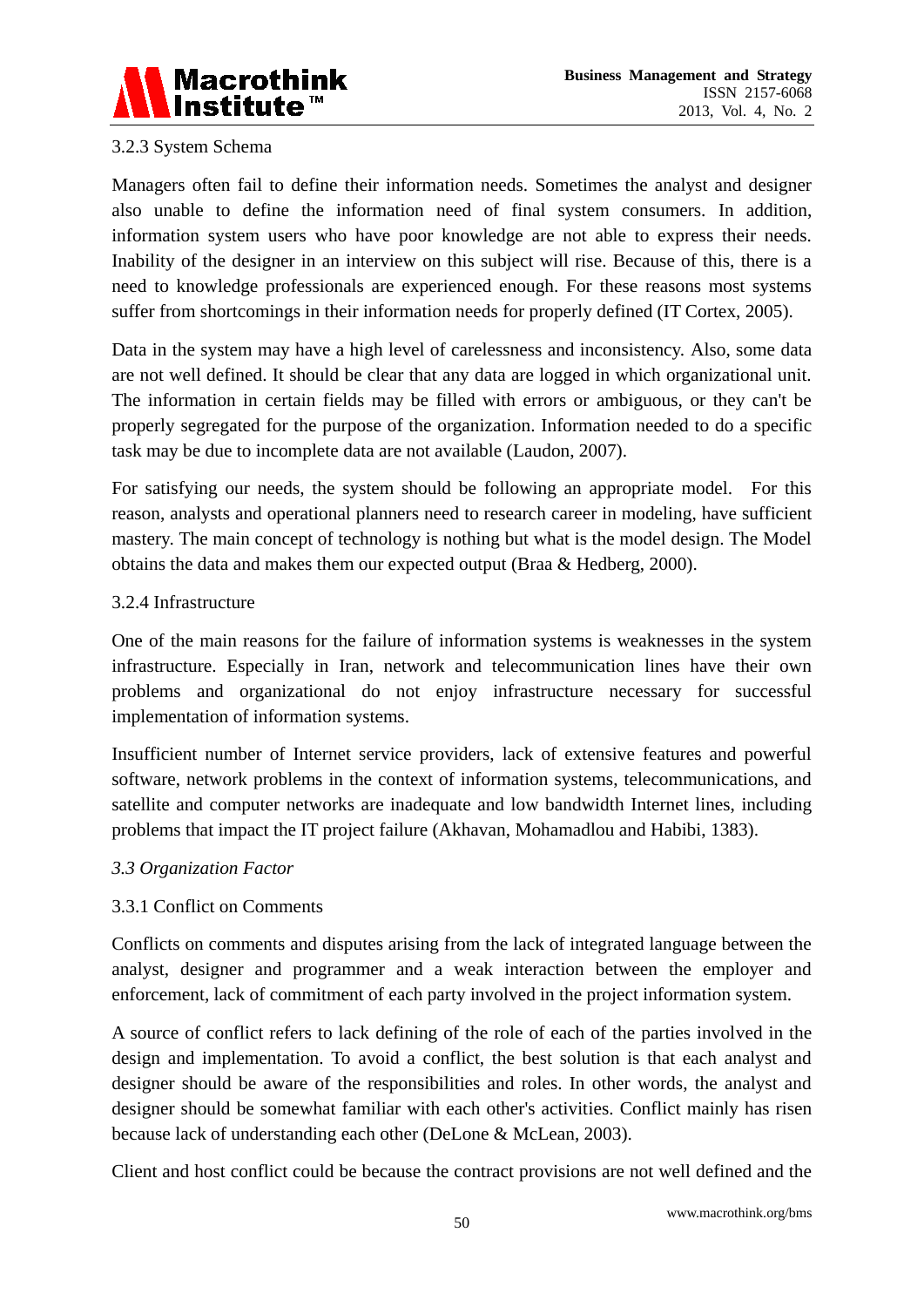3.2.3 System Schema

Managers often fail to define their information needs. Sometimes the analyst and designer also unable to define the information need of final system consumers. In addition, information system users who have poor knowledge are not able to express their needs. Inability of the designer in an interview on this subject will rise. Because of this, there is a need to knowledge professionals are experienced enough. For these reasons most systems suffer from shortcomings in their information needs for properly defined (IT Cortex, 2005).

Data in the system may have a high level of carelessness and inconsistency. Also, some data are not well defined. It should be clear that any data are logged in which organizational unit. The information in certain fields may be filled with errors or ambiguous, or they can't be properly segregated for the purpose of the organization. Information needed to do a specific task may be due to incomplete data are not available (Laudon, 2007).

For satisfying our needs, the system should be following an appropriate model. For this reason, analysts and operational planners need to research career in modeling, have sufficient mastery. The main concept of technology is nothing but what is the model design. The Model obtains the data and makes them our expected output (Braa & Hedberg, 2000).

3.2.4 Infrastructure

One of the main reasons for the failure of information systems is weaknesses in the system infrastructure. Especially in Iran, network and telecommunication lines have their own problems and organizational do not enjoy infrastructure necessary for successful implementation of information systems.

Insufficient number of Internet service providers, lack of extensive features and powerful software, network problems in the context of information systems, telecommunications, and satellite and computer networks are inadequate and low bandwidth Internet lines, including problems that impact the IT project failure (Akhavan, Mohamadlou and Habibi, 1383).

*3.3 Organization Factor*

3.3.1 Conflict on Comments

Conflicts on comments and disputes arising from the lack of integrated language between the analyst, designer and programmer and a weak interaction between the employer and enforcement, lack of commitment of each party involved in the project information system.

A source of conflict refers to lack defining of the role of each of the parties involved in the design and implementation. To avoid a conflict, the best solution is that each analyst and designer should be aware of the responsibilities and roles. In other words, the analyst and designer should be somewhat familiar with each other's activities. Conflict mainly has risen because lack of understanding each other (DeLone & McLean, 2003).

Client and host conflict could be because the contract provisions are not well defined and the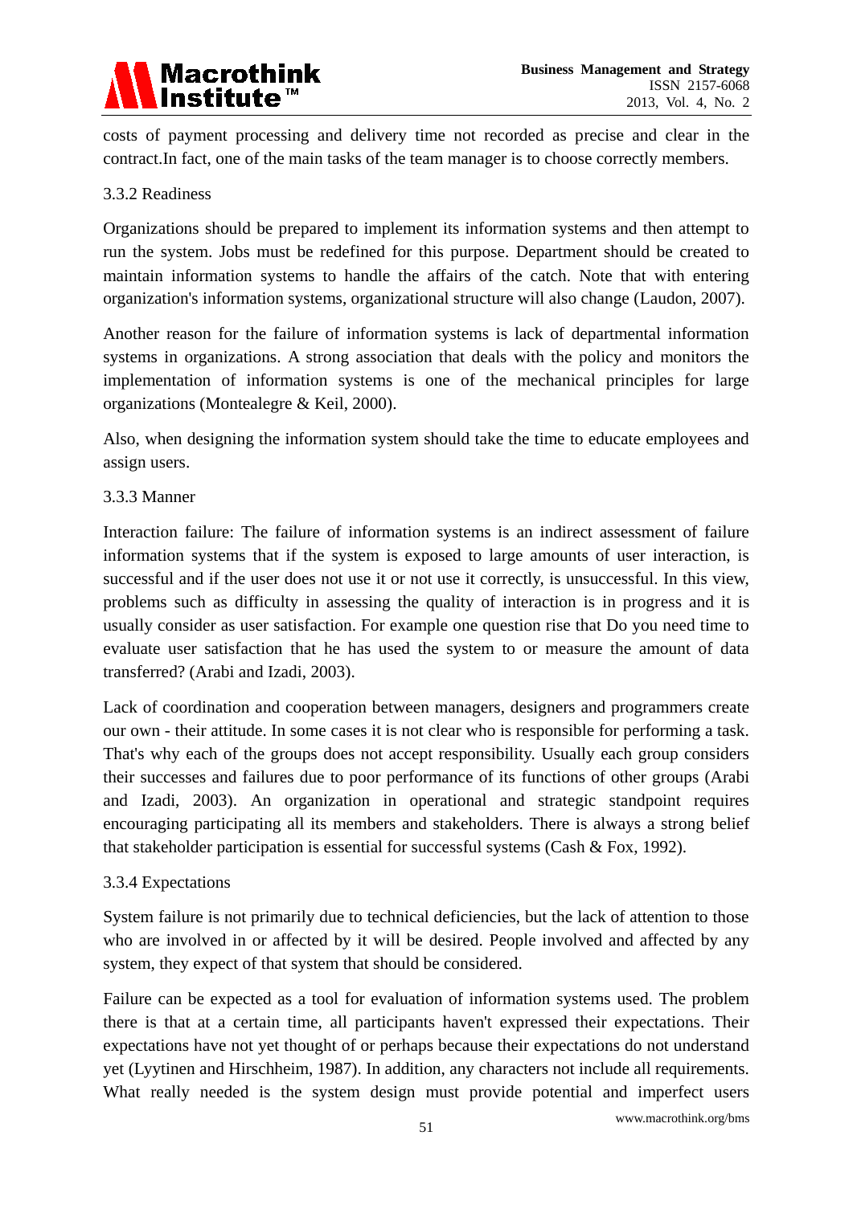costs of payment processing and delivery time not recorded as precise and clear in the contract.In fact, one of the main tasks of the team manager is to choose correctly members.

#### 3.3.2 Readiness

Organizations should be prepared to implement its information systems and then attempt to run the system. Jobs must be redefined for this purpose. Department should be created to maintain information systems to handle the affairs of the catch. Note that with entering organization's information systems, organizational structure will also change (Laudon, 2007).

Another reason for the failure of information systems is lack of departmental information systems in organizations. A strong association that deals with the policy and monitors the implementation of information systems is one of the mechanical principles for large organizations (Montealegre & Keil, 2000).

Also, when designing the information system should take the time to educate employees and assign users.

#### 3.3.3 Manner

Interaction failure: The failure of information systems is an indirect assessment of failure information systems that if the system is exposed to large amounts of user interaction, is successful and if the user does not use it or not use it correctly, is unsuccessful. In this view, problems such as difficulty in assessing the quality of interaction is in progress and it is usually consider as user satisfaction. For example one question rise that Do you need time to evaluate user satisfaction that he has used the system to or measure the amount of data transferred? (Arabi and Izadi, 2003).

Lack of coordination and cooperation between managers, designers and programmers create our own - their attitude. In some cases it is not clear who is responsible for performing a task. That's why each of the groups does not accept responsibility. Usually each group considers their successes and failures due to poor performance of its functions of other groups (Arabi and Izadi, 2003). An organization in operational and strategic standpoint requires encouraging participating all its members and stakeholders. There is always a strong belief that stakeholder participation is essential for successful systems (Cash & Fox, 1992).

#### 3.3.4 Expectations

System failure is not primarily due to technical deficiencies, but the lack of attention to those who are involved in or affected by it will be desired. People involved and affected by any system, they expect of that system that should be considered.

Failure can be expected as a tool for evaluation of information systems used. The problem there is that at a certain time, all participants haven't expressed their expectations. Their expectations have not yet thought of or perhaps because their expectations do not understand yet (Lyytinen and Hirschheim, 1987). In addition, any characters not include all requirements. What really needed is the system design must provide potential and imperfect users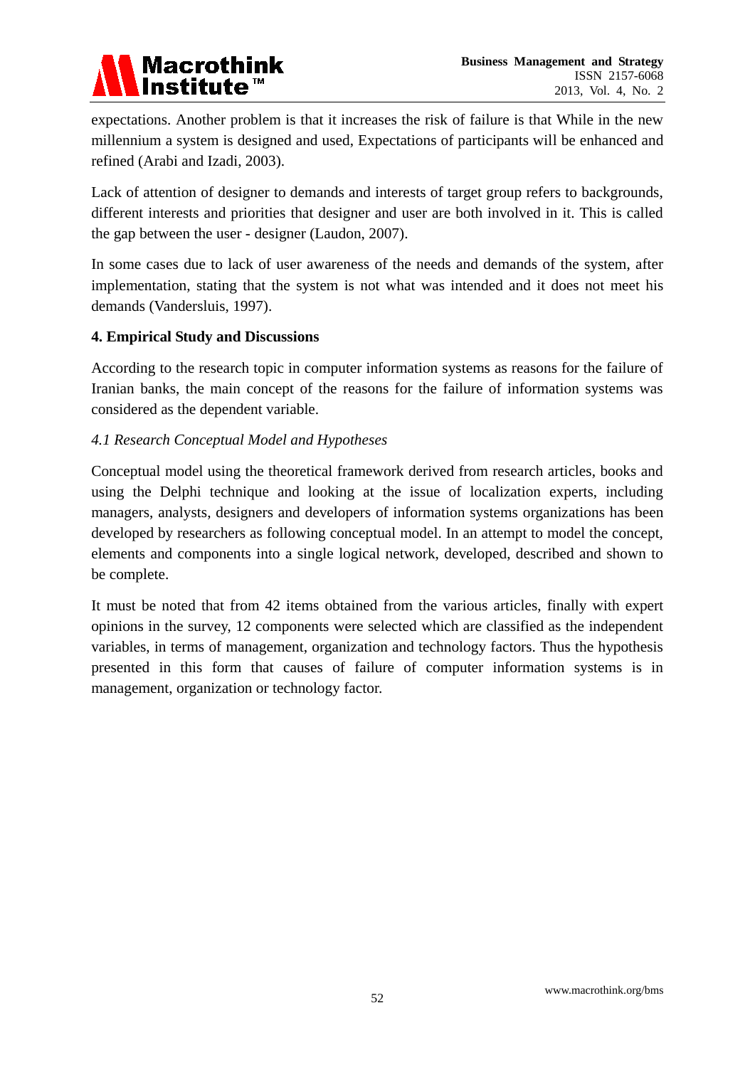expectations. Another problem is that it increases the risk of failure is that While in the new millennium a system is designed and used, Expectations of participants will be enhanced and refined (Arabi and Izadi, 2003).

Lack of attention of designer to demands and interests of target group refers to backgrounds, different interests and priorities that designer and user are both involved in it. This is called the gap between the user - designer (Laudon, 2007).

In some cases due to lack of user awareness of the needs and demands of the system, after implementation, stating that the system is not what was intended and it does not meet his demands (Vandersluis, 1997).

## 4. Empirical Study and Discussions

According to the research topic in computer information systems as reasons for the failure of Iranian banks, the main concept of the reasons for the failure of information systems was considered as the dependent variable.

### *4.1 Research Conceptual Model and Hypotheses*

Conceptual model using the theoretical framework derived from research articles, books and using the Delphi technique and looking at the issue of localization experts, including managers, analysts, designers and developers of information systems organizations has been developed by researchers as following conceptual model. In an attempt to model the concept, elements and components into a single logical network, developed, described and shown to be complete.

It must be noted that from 42 items obtained from the various articles, finally with expert opinions in the survey, 12 components were selected which are classified as the independent variables, in terms of management, organization and technology factors. Thus the hypothesis presented in this form that causes of failure of computer information systems is in management, organization or technology factor.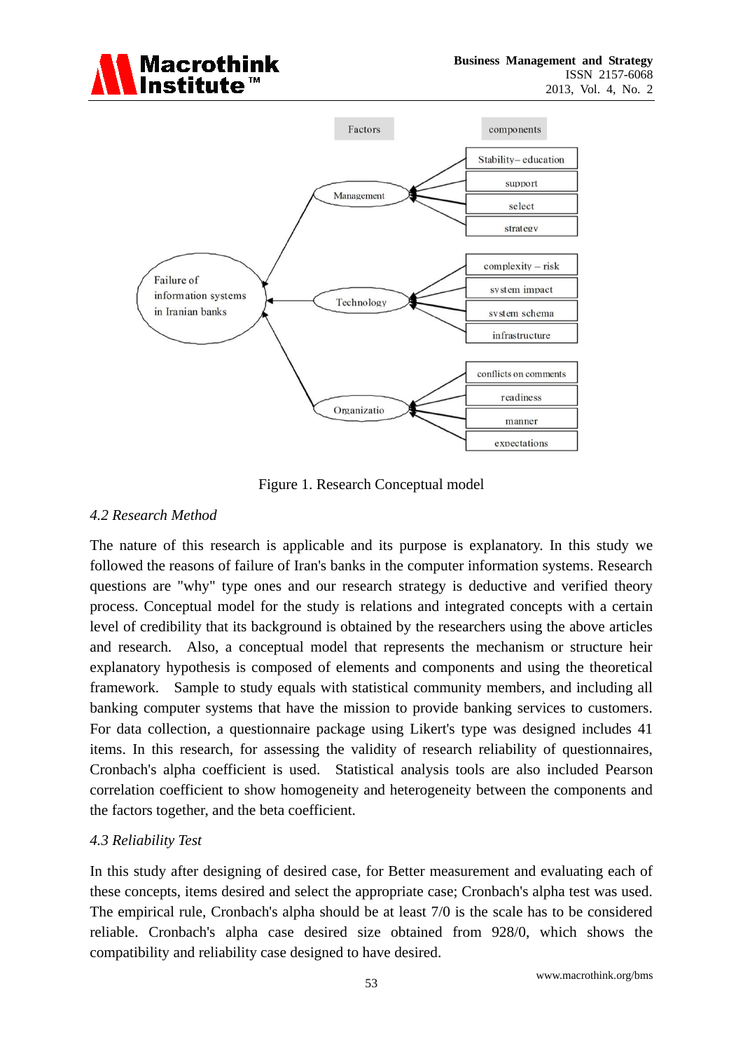Figure 1. Research Conceptual model

*4.2 Research Method*

The nature of this research is applicable and its purpose is explanatory. In this study we followed the reasons of failure of Iran's banks in the computer information systems. Research questions are "why" type ones and our research strategy is deductive and verified theory process. Conceptual model for the study is relations and integrated concepts with a certain level of credibility that its background is obtained by the researchers using the above articles and research. Also, a conceptual model that represents the mechanism or structure heir explanatory hypothesis is composed of elements and components and using the theoretical framework. Sample to study equals with statistical community members, and including all banking computer systems that have the mission to provide banking services to customers. For data collection, a questionnaire package using Likert's type was designed includes 41 items. In this research, for assessing the validity of research reliability of questionnaires, Cronbach's alpha coefficient is used. Statistical analysis tools are also included Pearson correlation coefficient to show homogeneity and heterogeneity between the components and the factors together, and the beta coefficient.

*4.3 Reliability Test*

In this study after designing of desired case, for Better measurement and evaluating each of these concepts, items desired and select the appropriate case; Cronbach's alpha test was used. The empirical rule, Cronbach's alpha should be at least 7/0 is the scale has to be considered reliable. Cronbach's alpha case desired size obtained from 928/0, which shows the compatibility and reliability case designed to have desired.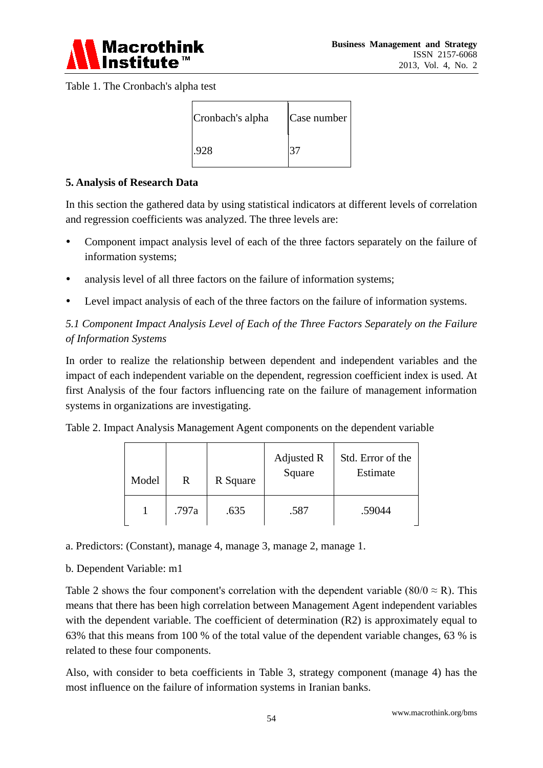Table 1. The Cronbach's alpha test

| Cronbach's alpha | Case number |
| --- | --- |
| .928 | 37 |

**5. Analysis of Research Data**

In this section the gathered data by using statistical indicators at different levels of correlation and regression coefficients was analyzed. The three levels are:

- Component impact analysis level of each of the three factors separately on the failure of information systems;
- analysis level of all three factors on the failure of information systems;
- Level impact analysis of each of the three factors on the failure of information systems.

*5.1 Component Impact Analysis Level of Each of the Three Factors Separately on the Failure of Information Systems*

In order to realize the relationship between dependent and independent variables and the impact of each independent variable on the dependent, regression coefficient index is used. At first Analysis of the four factors influencing rate on the failure of management information systems in organizations are investigating.

Table 2. Impact Analysis Management Agent components on the dependent variable

| Model | R | R Square | Adjusted R Square | Std. Error of the Estimate |
| --- | --- | --- | --- | --- |
| 1 | .797a | .635 | .587 | .59044 |

a. Predictors: (Constant), manage 4, manage 3, manage 2, manage 1.

b. Dependent Variable: m1

Table 2 shows the four component's correlation with the dependent variable (80/0 ≈ R). This means that there has been high correlation between Management Agent independent variables with the dependent variable. The coefficient of determination (R2) is approximately equal to 63% that this means from 100 % of the total value of the dependent variable changes, 63 % is related to these four components.

Also, with consider to beta coefficients in Table 3, strategy component (manage 4) has the most influence on the failure of information systems in Iranian banks.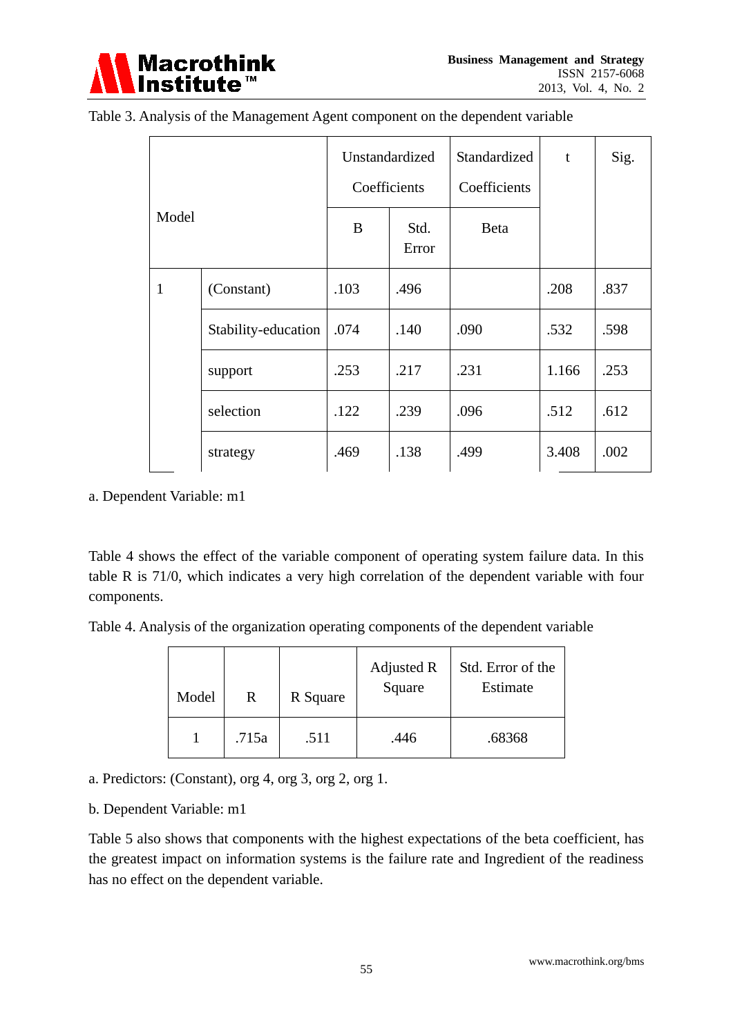Table 3. Analysis of the Management Agent component on the dependent variable

| Model | | Unstandardized Coefficients | | Standardized Coefficients | t | Sig. |
|---|---|---|---|---|---|---|
| | | B | Std. Error | Beta | | |
| 1 | (Constant) | .103 | .496 | | .208 | .837 |
| | Stability-education | .074 | .140 | .090 | .532 | .598 |
| | support | .253 | .217 | .231 | 1.166 | .253 |
| | selection | .122 | .239 | .096 | .512 | .612 |
| | strategy | .469 | .138 | .499 | 3.408 | .002 |

a. Dependent Variable: m1

Table 4 shows the effect of the variable component of operating system failure data. In this table R is 71/0, which indicates a very high correlation of the dependent variable with four components.

Table 4. Analysis of the organization operating components of the dependent variable

| Model | R | R Square | Adjusted R Square | Std. Error of the Estimate |
|---|---|---|---|---|
| 1 | .715a | .511 | .446 | .68368 |

a. Predictors: (Constant), org 4, org 3, org 2, org 1.

b. Dependent Variable: m1

Table 5 also shows that components with the highest expectations of the beta coefficient, has the greatest impact on information systems is the failure rate and Ingredient of the readiness has no effect on the dependent variable.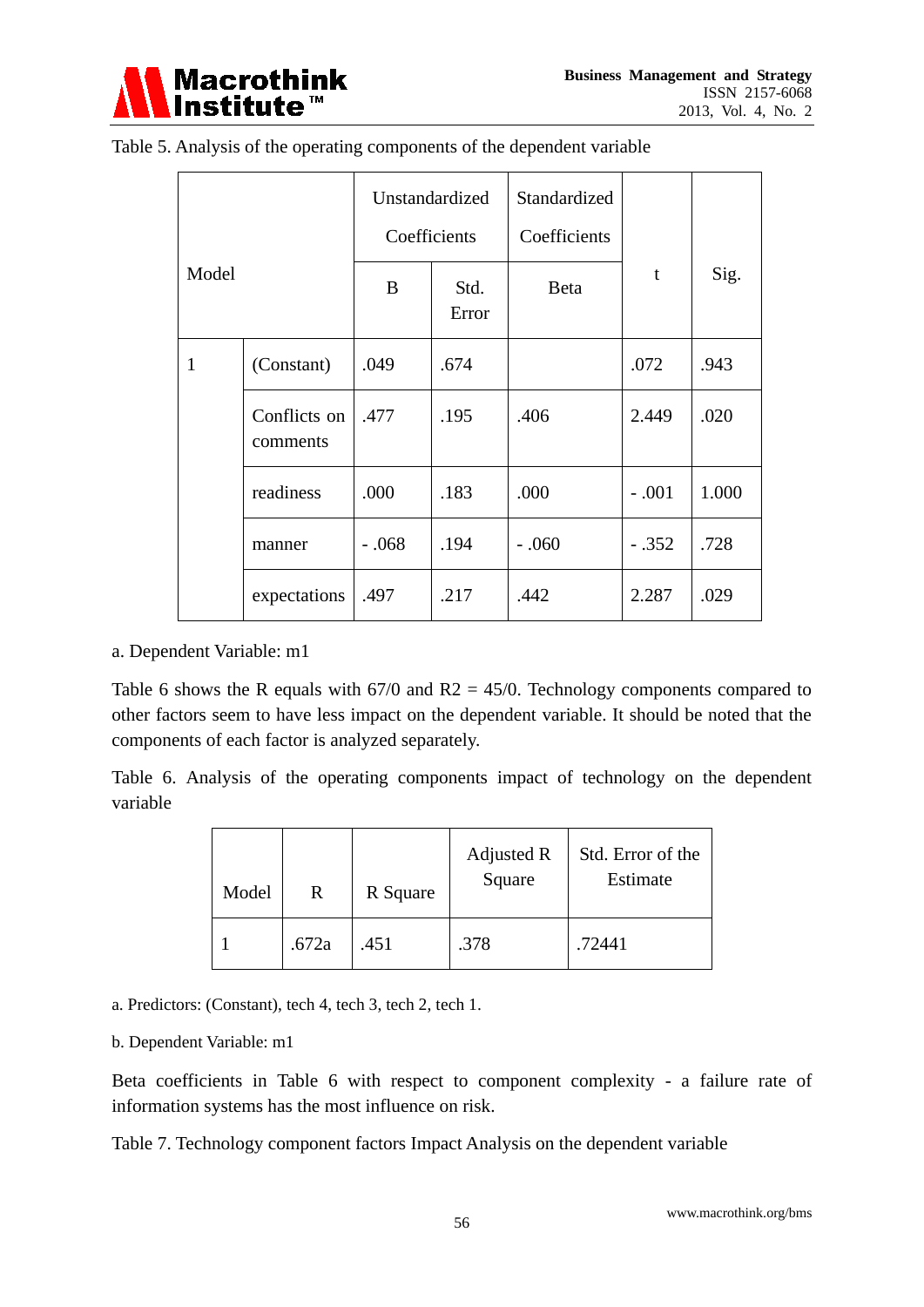Table 5. Analysis of the operating components of the dependent variable

| Model | | Unstandardized Coefficients | | Standardized Coefficients | t | Sig. |
|---|---|---|---|---|---|---|
| | | B | Std. Error | Beta | | |
| 1 | (Constant) | .049 | .674 | | .072 | .943 |
| | Conflicts on comments | .477 | .195 | .406 | 2.449 | .020 |
| | readiness | .000 | .183 | .000 | - .001 | 1.000 |
| | manner | - .068 | .194 | - .060 | - .352 | .728 |
| | expectations | .497 | .217 | .442 | 2.287 | .029 |

a. Dependent Variable: m1

Table 6 shows the R equals with 67/0 and R2 = 45/0. Technology components compared to other factors seem to have less impact on the dependent variable. It should be noted that the components of each factor is analyzed separately.

Table 6. Analysis of the operating components impact of technology on the dependent variable

| Model | R | R Square | Adjusted R Square | Std. Error of the Estimate |
|---|---|---|---|---|
| 1 | .672a | .451 | .378 | .72441 |

a. Predictors: (Constant), tech 4, tech 3, tech 2, tech 1.

b. Dependent Variable: m1

Beta coefficients in Table 6 with respect to component complexity - a failure rate of information systems has the most influence on risk.

Table 7. Technology component factors Impact Analysis on the dependent variable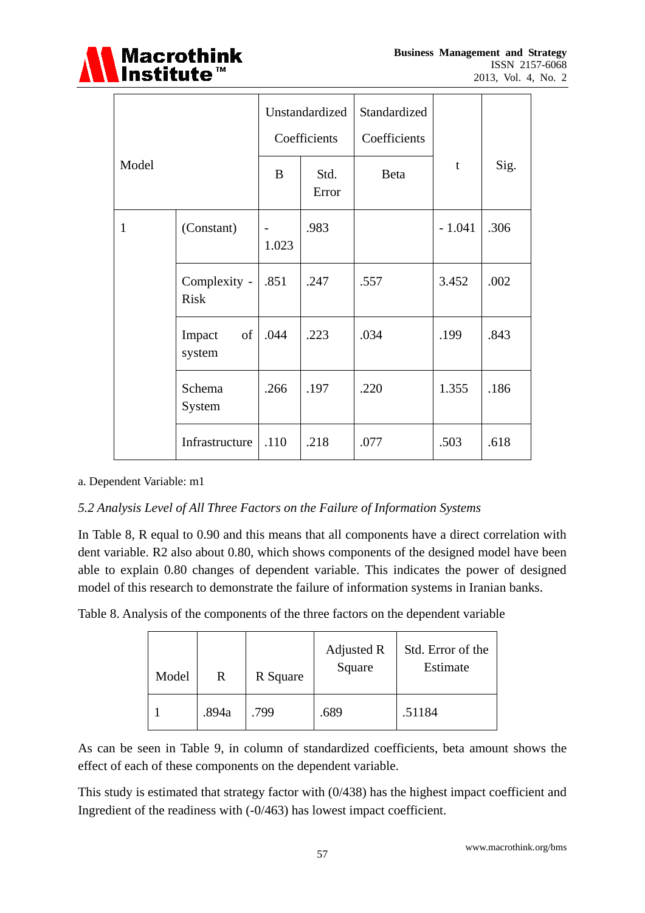| Model | | Unstandardized Coefficients | | Standardized Coefficients | t | Sig. |
|---|---|---|---|---|---|---|
| | | B | Std. Error | Beta | | |
| 1 | (Constant) | - 1.023 | .983 | | - 1.041 | .306 |
| | Complexity - Risk | .851 | .247 | .557 | 3.452 | .002 |
| | Impact of system | .044 | .223 | .034 | .199 | .843 |
| | Schema System | .266 | .197 | .220 | 1.355 | .186 |
| | Infrastructure | .110 | .218 | .077 | .503 | .618 |

a. Dependent Variable: m1

### *5.2 Analysis Level of All Three Factors on the Failure of Information Systems*

In Table 8, R equal to 0.90 and this means that all components have a direct correlation with dent variable. R2 also about 0.80, which shows components of the designed model have been able to explain 0.80 changes of dependent variable. This indicates the power of designed model of this research to demonstrate the failure of information systems in Iranian banks.

Table 8. Analysis of the components of the three factors on the dependent variable

| Model | R | R Square | Adjusted R Square | Std. Error of the Estimate |
|---|---|---|---|---|
| 1 | .894a | .799 | .689 | .51184 |

As can be seen in Table 9, in column of standardized coefficients, beta amount shows the effect of each of these components on the dependent variable.

This study is estimated that strategy factor with (0/438) has the highest impact coefficient and Ingredient of the readiness with (-0/463) has lowest impact coefficient.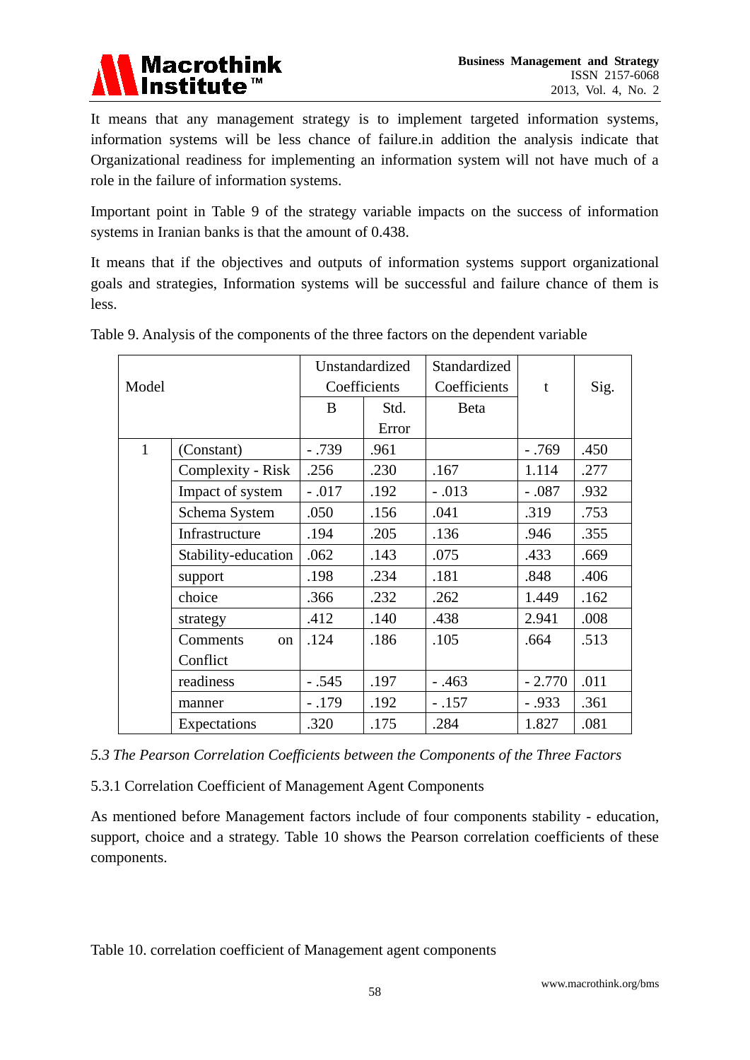It means that any management strategy is to implement targeted information systems, information systems will be less chance of failure.in addition the analysis indicate that Organizational readiness for implementing an information system will not have much of a role in the failure of information systems.

Important point in Table 9 of the strategy variable impacts on the success of information systems in Iranian banks is that the amount of 0.438.

It means that if the objectives and outputs of information systems support organizational goals and strategies, Information systems will be successful and failure chance of them is less.

Table 9. Analysis of the components of the three factors on the dependent variable

| Model | | Unstandardized Coefficients | | Standardized Coefficients | t | Sig. |
|---|---|---|---|---|---|---|
| | | B | Std. Error | Beta | | |
| 1 | (Constant) | - .739 | .961 | | - .769 | .450 |
| | Complexity - Risk | .256 | .230 | .167 | 1.114 | .277 |
| | Impact of system | - .017 | .192 | - .013 | - .087 | .932 |
| | Schema System | .050 | .156 | .041 | .319 | .753 |
| | Infrastructure | .194 | .205 | .136 | .946 | .355 |
| | Stability-education | .062 | .143 | .075 | .433 | .669 |
| | support | .198 | .234 | .181 | .848 | .406 |
| | choice | .366 | .232 | .262 | 1.449 | .162 |
| | strategy | .412 | .140 | .438 | 2.941 | .008 |
| | Comments on Conflict | .124 | .186 | .105 | .664 | .513 |
| | readiness | - .545 | .197 | - .463 | - 2.770 | .011 |
| | manner | - .179 | .192 | - .157 | - .933 | .361 |
| | Expectations | .320 | .175 | .284 | 1.827 | .081 |

### *5.3 The Pearson Correlation Coefficients between the Components of the Three Factors*

#### 5.3.1 Correlation Coefficient of Management Agent Components

As mentioned before Management factors include of four components stability - education, support, choice and a strategy. Table 10 shows the Pearson correlation coefficients of these components.

Table 10. correlation coefficient of Management agent components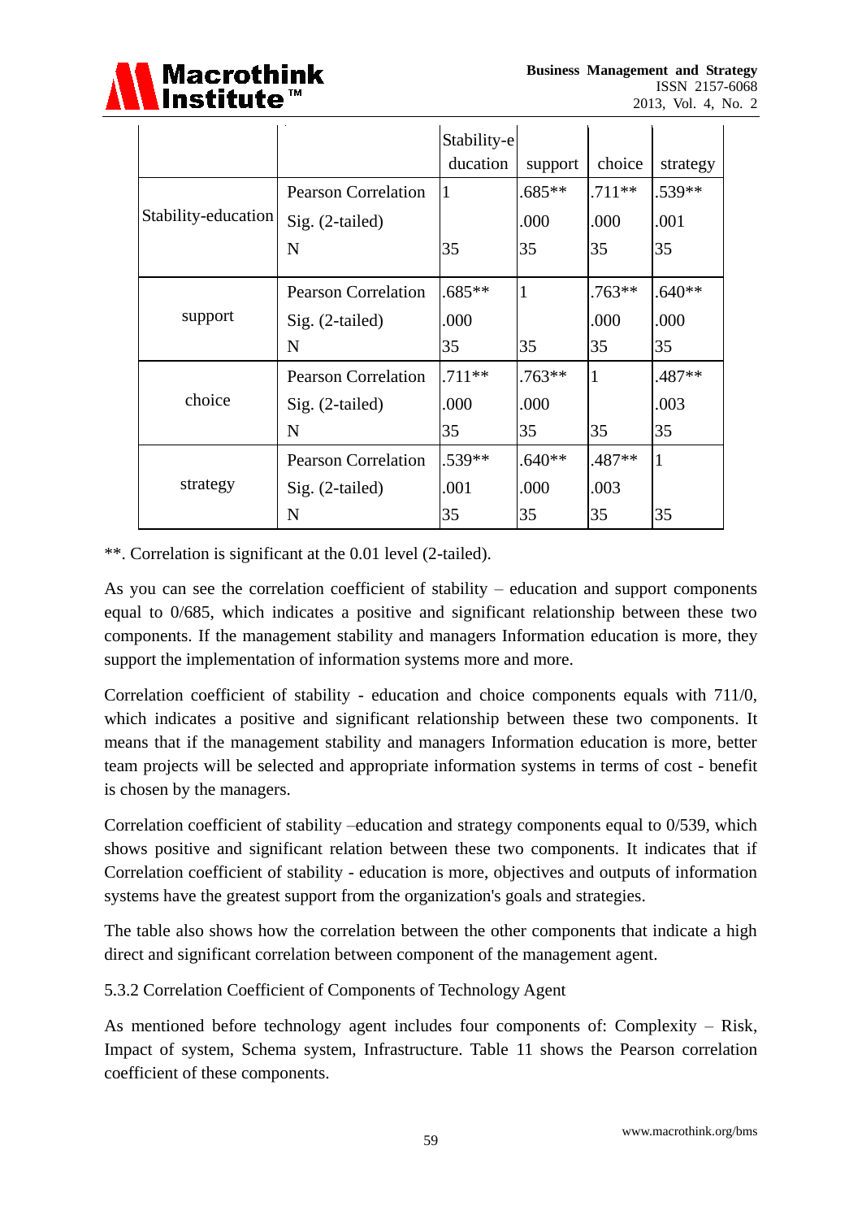| | | Stability-education | support | choice | strategy |
|---|---|---|---|---|---|
| Stability-education | Pearson Correlation | 1 | .685** | .711** | .539** |
| | Sig. (2-tailed) | | .000 | .000 | .001 |
| | N | 35 | 35 | 35 | 35 |
| support | Pearson Correlation | .685** | 1 | .763** | .640** |
| | Sig. (2-tailed) | .000 | | .000 | .000 |
| | N | 35 | 35 | 35 | 35 |
| choice | Pearson Correlation | .711** | .763** | 1 | .487** |
| | Sig. (2-tailed) | .000 | .000 | | .003 |
| | N | 35 | 35 | 35 | 35 |
| strategy | Pearson Correlation | .539** | .640** | .487** | 1 |
| | Sig. (2-tailed) | .001 | .000 | .003 | |
| | N | 35 | 35 | 35 | 35 |

**. Correlation is significant at the 0.01 level (2-tailed).

As you can see the correlation coefficient of stability – education and support components equal to 0/685, which indicates a positive and significant relationship between these two components. If the management stability and managers Information education is more, they support the implementation of information systems more and more.

Correlation coefficient of stability - education and choice components equals with 711/0, which indicates a positive and significant relationship between these two components. It means that if the management stability and managers Information education is more, better team projects will be selected and appropriate information systems in terms of cost - benefit is chosen by the managers.

Correlation coefficient of stability –education and strategy components equal to 0/539, which shows positive and significant relation between these two components. It indicates that if Correlation coefficient of stability - education is more, objectives and outputs of information systems have the greatest support from the organization's goals and strategies.

The table also shows how the correlation between the other components that indicate a high direct and significant correlation between component of the management agent.

5.3.2 Correlation Coefficient of Components of Technology Agent

As mentioned before technology agent includes four components of: Complexity – Risk, Impact of system, Schema system, Infrastructure. Table 11 shows the Pearson correlation coefficient of these components.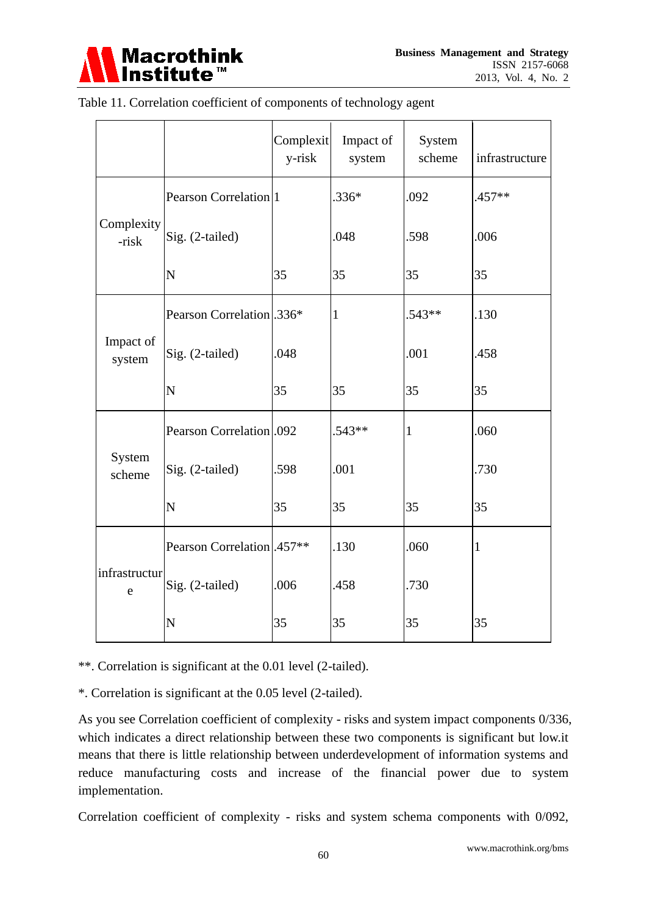Table 11. Correlation coefficient of components of technology agent

| | | Complexity-risk | Impact of system | System scheme | infrastructure |
|---|---|---|---|---|---|
| Complexity-risk | Pearson Correlation | 1 | .336* | .092 | .457** |
| | Sig. (2-tailed) | | .048 | .598 | .006 |
| | N | 35 | 35 | 35 | 35 |
| Impact of system | Pearson Correlation | .336* | 1 | .543** | .130 |
| | Sig. (2-tailed) | .048 | | .001 | .458 |
| | N | 35 | 35 | 35 | 35 |
| System scheme | Pearson Correlation | .092 | .543** | 1 | .060 |
| | Sig. (2-tailed) | .598 | .001 | | .730 |
| | N | 35 | 35 | 35 | 35 |
| infrastructure | Pearson Correlation | .457** | .130 | .060 | 1 |
| | Sig. (2-tailed) | .006 | .458 | .730 | |
| | N | 35 | 35 | 35 | 35 |

**. Correlation is significant at the 0.01 level (2-tailed).

*. Correlation is significant at the 0.05 level (2-tailed).

As you see Correlation coefficient of complexity - risks and system impact components 0/336, which indicates a direct relationship between these two components is significant but low.it means that there is little relationship between underdevelopment of information systems and reduce manufacturing costs and increase of the financial power due to system implementation.

Correlation coefficient of complexity - risks and system schema components with 0/092,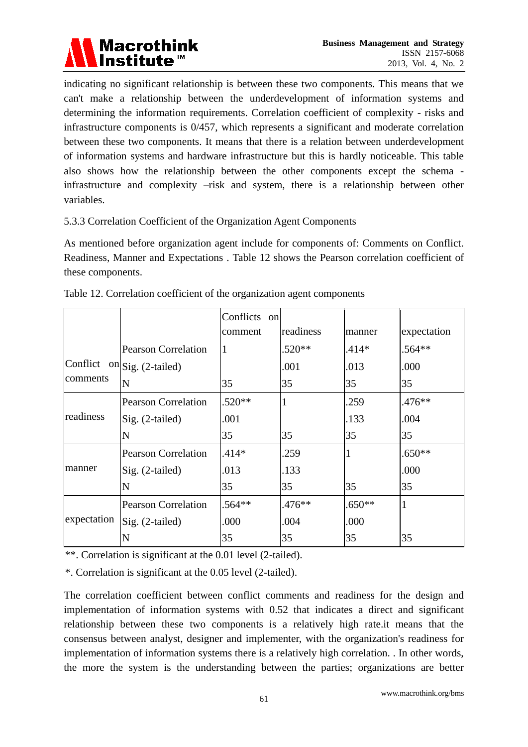indicating no significant relationship is between these two components. This means that we can't make a relationship between the underdevelopment of information systems and determining the information requirements. Correlation coefficient of complexity - risks and infrastructure components is 0/457, which represents a significant and moderate correlation between these two components. It means that there is a relation between underdevelopment of information systems and hardware infrastructure but this is hardly noticeable. This table also shows how the relationship between the other components except the schema - infrastructure and complexity –risk and system, there is a relationship between other variables.

5.3.3 Correlation Coefficient of the Organization Agent Components

As mentioned before organization agent include for components of: Comments on Conflict. Readiness, Manner and Expectations . Table 12 shows the Pearson correlation coefficient of these components.

Table 12. Correlation coefficient of the organization agent components

| | | Conflicts on comment | readiness | manner | expectation |
|---|---|---|---|---|---|
| Conflict on comments | Pearson Correlation | 1 | .520** | .414* | .564** |
| | Sig. (2-tailed) | | .001 | .013 | .000 |
| | N | 35 | 35 | 35 | 35 |
| readiness | Pearson Correlation | .520** | 1 | .259 | .476** |
| | Sig. (2-tailed) | .001 | | .133 | .004 |
| | N | 35 | 35 | 35 | 35 |
| manner | Pearson Correlation | .414* | .259 | 1 | .650** |
| | Sig. (2-tailed) | .013 | .133 | | .000 |
| | N | 35 | 35 | 35 | 35 |
| expectation | Pearson Correlation | .564** | .476** | .650** | 1 |
| | Sig. (2-tailed) | .000 | .004 | .000 | |
| | N | 35 | 35 | 35 | 35 |

**. Correlation is significant at the 0.01 level (2-tailed).

*. Correlation is significant at the 0.05 level (2-tailed).

The correlation coefficient between conflict comments and readiness for the design and implementation of information systems with 0.52 that indicates a direct and significant relationship between these two components is a relatively high rate.it means that the consensus between analyst, designer and implementer, with the organization's readiness for implementation of information systems there is a relatively high correlation. . In other words, the more the system is the understanding between the parties; organizations are better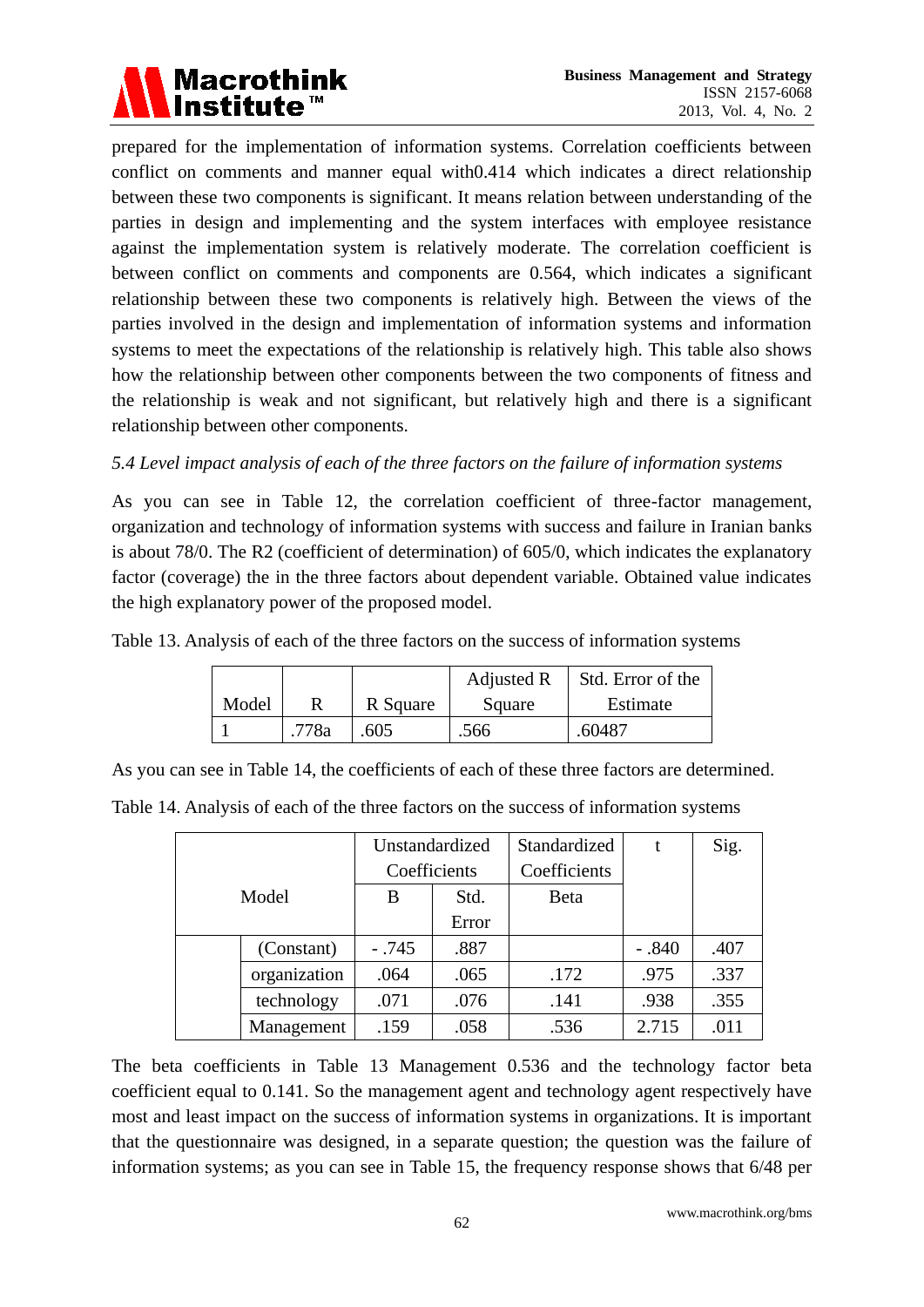prepared for the implementation of information systems. Correlation coefficients between conflict on comments and manner equal with0.414 which indicates a direct relationship between these two components is significant. It means relation between understanding of the parties in design and implementing and the system interfaces with employee resistance against the implementation system is relatively moderate. The correlation coefficient is between conflict on comments and components are 0.564, which indicates a significant relationship between these two components is relatively high. Between the views of the parties involved in the design and implementation of information systems and information systems to meet the expectations of the relationship is relatively high. This table also shows how the relationship between other components between the two components of fitness and the relationship is weak and not significant, but relatively high and there is a significant relationship between other components.

*5.4 Level impact analysis of each of the three factors on the failure of information systems*

As you can see in Table 12, the correlation coefficient of three-factor management, organization and technology of information systems with success and failure in Iranian banks is about 78/0. The R2 (coefficient of determination) of 605/0, which indicates the explanatory factor (coverage) the in the three factors about dependent variable. Obtained value indicates the high explanatory power of the proposed model.

Table 13. Analysis of each of the three factors on the success of information systems

| Model | R | R Square | Adjusted R Square | Std. Error of the Estimate |
|---|---|---|---|---|
| 1 | .778a | .605 | .566 | .60487 |

As you can see in Table 14, the coefficients of each of these three factors are determined.

Table 14. Analysis of each of the three factors on the success of information systems

| Model | | Unstandardized Coefficients | | Standardized Coefficients | t | Sig. |
|---|---|---|---|---|---|---|
| | | B | Std. Error | Beta | | |
| | (Constant) | - .745 | .887 | | - .840 | .407 |
| | organization | .064 | .065 | .172 | .975 | .337 |
| | technology | .071 | .076 | .141 | .938 | .355 |
| | Management | .159 | .058 | .536 | 2.715 | .011 |

The beta coefficients in Table 13 Management 0.536 and the technology factor beta coefficient equal to 0.141. So the management agent and technology agent respectively have most and least impact on the success of information systems in organizations. It is important that the questionnaire was designed, in a separate question; the question was the failure of information systems; as you can see in Table 15, the frequency response shows that 6/48 per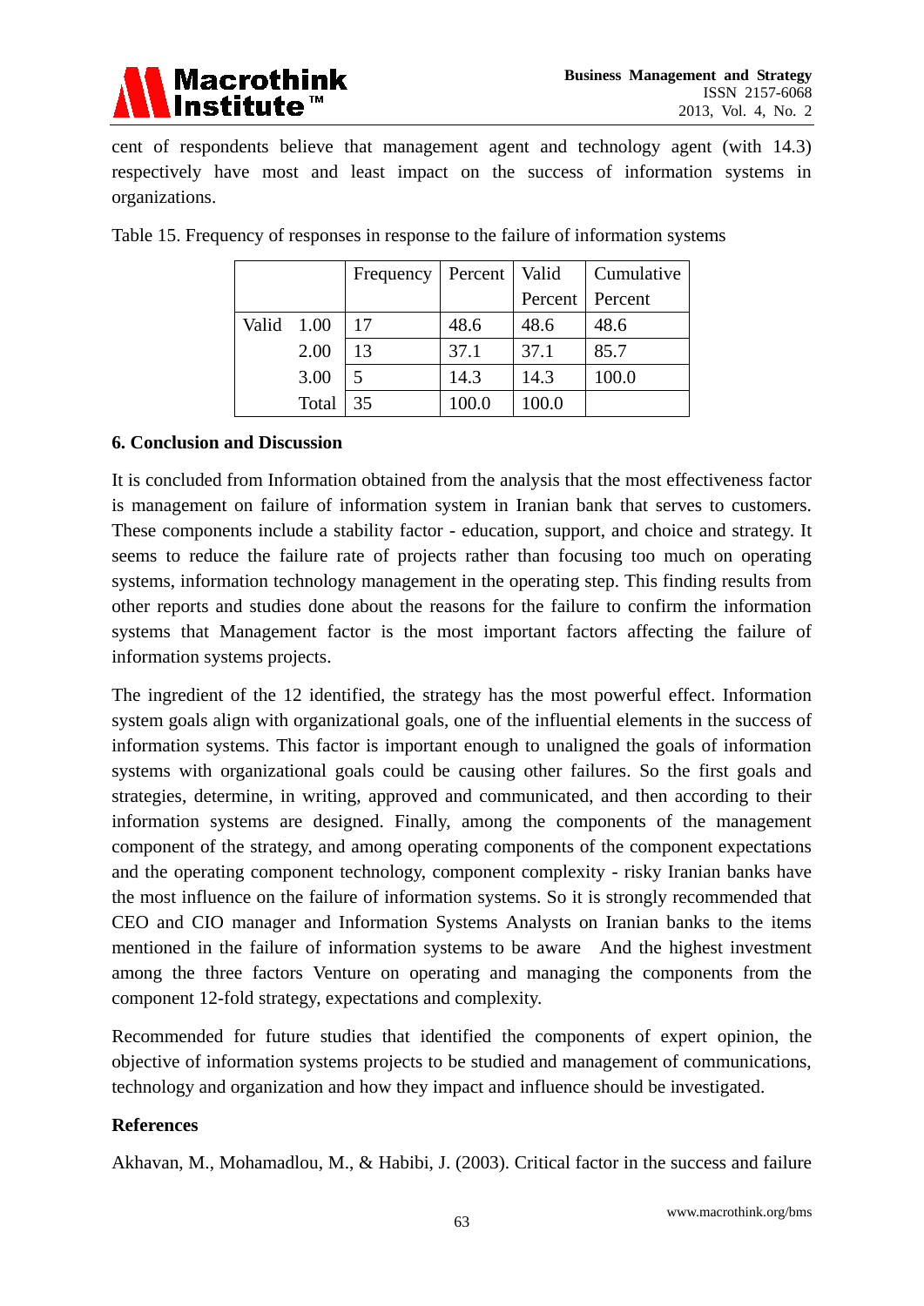cent of respondents believe that management agent and technology agent (with 14.3) respectively have most and least impact on the success of information systems in organizations.

Table 15. Frequency of responses in response to the failure of information systems

| | | Frequency | Percent | Valid Percent | Cumulative Percent |
|---|---|---|---|---|---|
| Valid | 1.00 | 17 | 48.6 | 48.6 | 48.6 |
| | 2.00 | 13 | 37.1 | 37.1 | 85.7 |
| | 3.00 | 5 | 14.3 | 14.3 | 100.0 |
| | Total | 35 | 100.0 | 100.0 | |

## 6. Conclusion and Discussion

It is concluded from Information obtained from the analysis that the most effectiveness factor is management on failure of information system in Iranian bank that serves to customers. These components include a stability factor - education, support, and choice and strategy. It seems to reduce the failure rate of projects rather than focusing too much on operating systems, information technology management in the operating step. This finding results from other reports and studies done about the reasons for the failure to confirm the information systems that Management factor is the most important factors affecting the failure of information systems projects.

The ingredient of the 12 identified, the strategy has the most powerful effect. Information system goals align with organizational goals, one of the influential elements in the success of information systems. This factor is important enough to unaligned the goals of information systems with organizational goals could be causing other failures. So the first goals and strategies, determine, in writing, approved and communicated, and then according to their information systems are designed. Finally, among the components of the management component of the strategy, and among operating components of the component expectations and the operating component technology, component complexity - risky Iranian banks have the most influence on the failure of information systems. So it is strongly recommended that CEO and CIO manager and Information Systems Analysts on Iranian banks to the items mentioned in the failure of information systems to be aware And the highest investment among the three factors Venture on operating and managing the components from the component 12-fold strategy, expectations and complexity.

Recommended for future studies that identified the components of expert opinion, the objective of information systems projects to be studied and management of communications, technology and organization and how they impact and influence should be investigated.

## References

Akhavan, M., Mohamadlou, M., & Habibi, J. (2003). Critical factor in the success and failure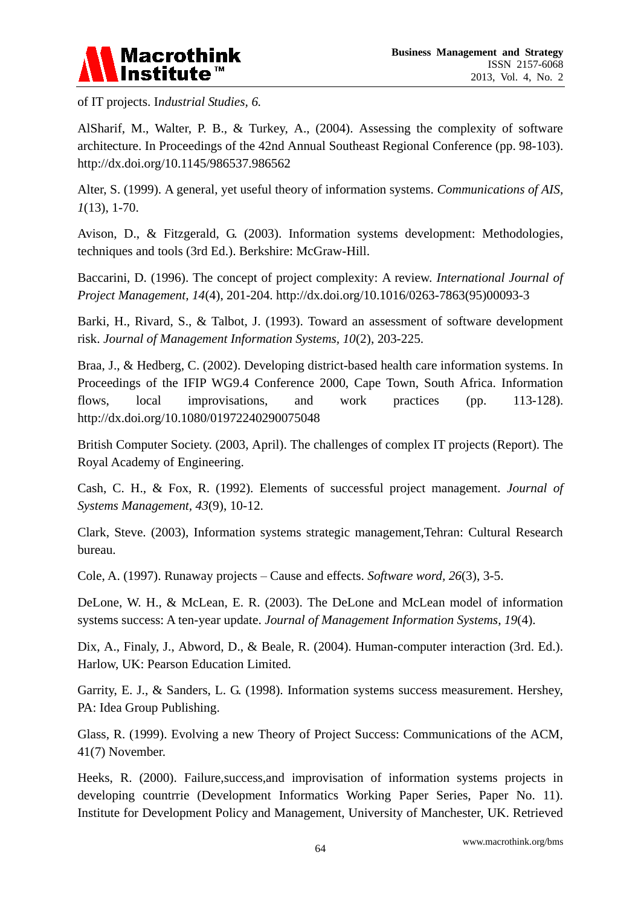of IT projects. I*ndustrial Studies, 6.*

AlSharif, M., Walter, P. B., & Turkey, A., (2004). Assessing the complexity of software architecture. In Proceedings of the 42nd Annual Southeast Regional Conference (pp. 98-103). http://dx.doi.org/10.1145/986537.986562

Alter, S. (1999). A general, yet useful theory of information systems. *Communications of AIS*, *1*(13), 1-70.

Avison, D., & Fitzgerald, G. (2003). Information systems development: Methodologies, techniques and tools (3rd Ed.). Berkshire: McGraw-Hill.

Baccarini, D. (1996). The concept of project complexity: A review. *International Journal of Project Management*, *14*(4), 201-204. http://dx.doi.org/10.1016/0263-7863(95)00093-3

Barki, H., Rivard, S., & Talbot, J. (1993). Toward an assessment of software development risk. *Journal of Management Information Systems*, *10*(2), 203-225.

Braa, J., & Hedberg, C. (2002). Developing district-based health care information systems. In Proceedings of the IFIP WG9.4 Conference 2000, Cape Town, South Africa. Information flows, local improvisations, and work practices (pp. 113-128). http://dx.doi.org/10.1080/01972240290075048

British Computer Society. (2003, April). The challenges of complex IT projects (Report). The Royal Academy of Engineering.

Cash, C. H., & Fox, R. (1992). Elements of successful project management. *Journal of Systems Management*, *43*(9), 10-12.

Clark, Steve. (2003), Information systems strategic management,Tehran: Cultural Research bureau.

Cole, A. (1997). Runaway projects – Cause and effects. *Software word*, *26*(3), 3-5.

DeLone, W. H., & McLean, E. R. (2003). The DeLone and McLean model of information systems success: A ten-year update. *Journal of Management Information Systems*, *19*(4).

Dix, A., Finaly, J., Abword, D., & Beale, R. (2004). Human-computer interaction (3rd. Ed.). Harlow, UK: Pearson Education Limited.

Garrity, E. J., & Sanders, L. G. (1998). Information systems success measurement. Hershey, PA: Idea Group Publishing.

Glass, R. (1999). Evolving a new Theory of Project Success: Communications of the ACM, 41(7) November.

Heeks, R. (2000). Failure,success,and improvisation of information systems projects in developing countrrie (Development Informatics Working Paper Series, Paper No. 11). Institute for Development Policy and Management, University of Manchester, UK. Retrieved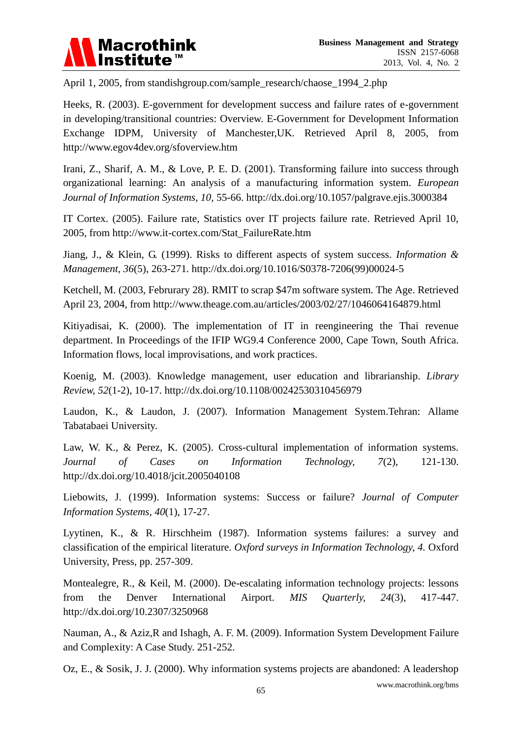April 1, 2005, from standishgroup.com/sample_research/chaose_1994_2.php

Heeks, R. (2003). E-government for development success and failure rates of e-government in developing/transitional countries: Overview. E-Government for Development Information Exchange IDPM, University of Manchester,UK. Retrieved April 8, 2005, from http://www.egov4dev.org/sfoverview.htm

Irani, Z., Sharif, A. M., & Love, P. E. D. (2001). Transforming failure into success through organizational learning: An analysis of a manufacturing information system. *European Journal of Information Systems, 10,* 55-66. http://dx.doi.org/10.1057/palgrave.ejis.3000384

IT Cortex. (2005). Failure rate, Statistics over IT projects failure rate. Retrieved April 10, 2005, from http://www.it-cortex.com/Stat_FailureRate.htm

Jiang, J., & Klein, G. (1999). Risks to different aspects of system success. *Information & Management, 36*(5), 263-271. http://dx.doi.org/10.1016/S0378-7206(99)00024-5

Ketchell, M. (2003, Februrary 28). RMIT to scrap $47m software system. The Age. Retrieved April 23, 2004, from http://www.theage.com.au/articles/2003/02/27/1046064164879.html

Kitiyadisai, K. (2000). The implementation of IT in reengineering the Thai revenue department. In Proceedings of the IFIP WG9.4 Conference 2000, Cape Town, South Africa. Information flows, local improvisations, and work practices.

Koenig, M. (2003). Knowledge management, user education and librarianship. *Library Review, 52*(1-2), 10-17. http://dx.doi.org/10.1108/00242530310456979

Laudon, K., & Laudon, J. (2007). Information Management System.Tehran: Allame Tabatabaei University.

Law, W. K., & Perez, K. (2005). Cross-cultural implementation of information systems. *Journal of Cases on Information Technology, 7*(2), 121-130. http://dx.doi.org/10.4018/jcit.2005040108

Liebowits, J. (1999). Information systems: Success or failure? *Journal of Computer Information Systems*, *40*(1), 17-27.

Lyytinen, K., & R. Hirschheim (1987). Information systems failures: a survey and classification of the empirical literature. *Oxford surveys in Information Technology, 4.* Oxford University, Press, pp. 257-309.

Montealegre, R., & Keil, M. (2000). De-escalating information technology projects: lessons from the Denver International Airport. *MIS Quarterly, 24*(3), 417-447. http://dx.doi.org/10.2307/3250968

Nauman, A., & Aziz,R and Ishagh, A. F. M. (2009). Information System Development Failure and Complexity: A Case Study. 251-252.

Oz, E., & Sosik, J. J. (2000). Why information systems projects are abandoned: A leadershop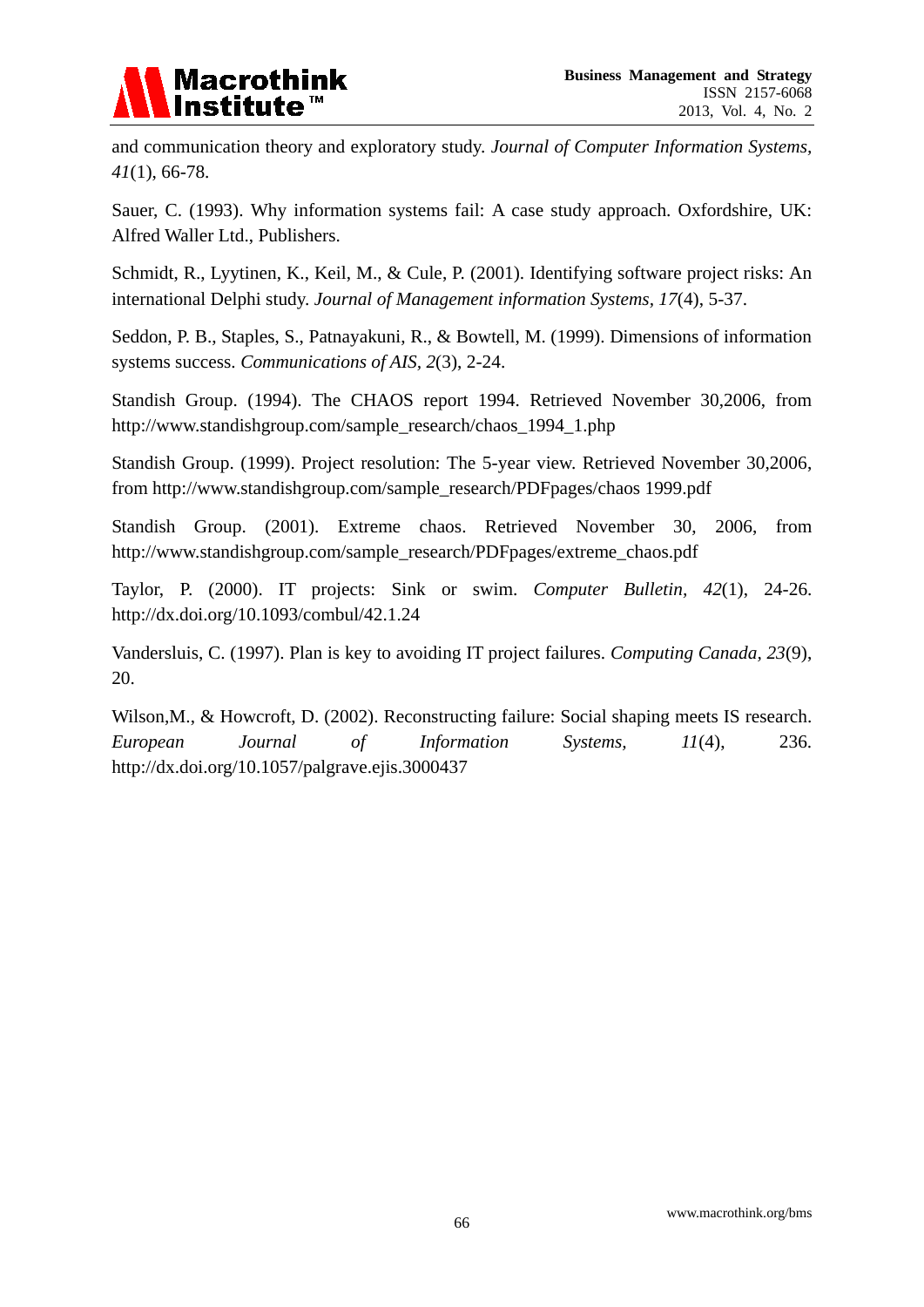and communication theory and exploratory study. *Journal of Computer Information Systems*, *41*(1), 66-78.

Sauer, C. (1993). Why information systems fail: A case study approach. Oxfordshire, UK: Alfred Waller Ltd., Publishers.

Schmidt, R., Lyytinen, K., Keil, M., & Cule, P. (2001). Identifying software project risks: An international Delphi study. *Journal of Management information Systems*, *17*(4), 5-37.

Seddon, P. B., Staples, S., Patnayakuni, R., & Bowtell, M. (1999). Dimensions of information systems success. *Communications of AIS*, *2*(3), 2-24.

Standish Group. (1994). The CHAOS report 1994. Retrieved November 30,2006, from http://www.standishgroup.com/sample_research/chaos_1994_1.php

Standish Group. (1999). Project resolution: The 5-year view. Retrieved November 30,2006, from http://www.standishgroup.com/sample_research/PDFpages/chaos 1999.pdf

Standish Group. (2001). Extreme chaos. Retrieved November 30, 2006, from http://www.standishgroup.com/sample_research/PDFpages/extreme_chaos.pdf

Taylor, P. (2000). IT projects: Sink or swim. *Computer Bulletin*, *42*(1), 24-26. http://dx.doi.org/10.1093/combul/42.1.24

Vandersluis, C. (1997). Plan is key to avoiding IT project failures. *Computing Canada*, *23*(9), 20.

Wilson,M., & Howcroft, D. (2002). Reconstructing failure: Social shaping meets IS research. *European Journal of Information Systems*, *11*(4), 236. http://dx.doi.org/10.1057/palgrave.ejis.3000437